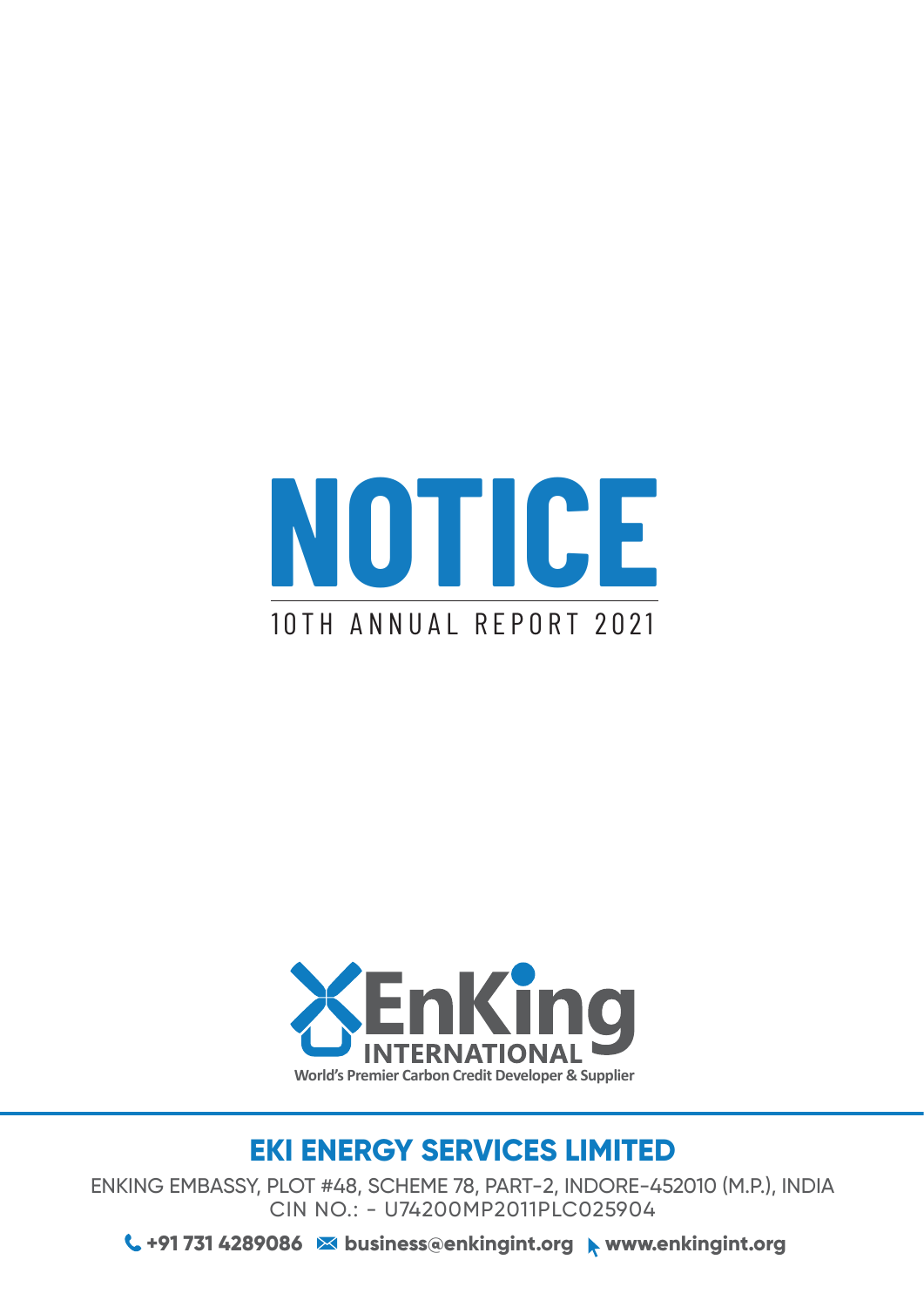# NOTICE

10TH ANNUAL REPORT 2021

EnKing INTERNATIONAL

World's Premier Carbon Credit Developer & Supplier

## EKI ENERGY SERVICES LIMITED

ENKING EMBASSY, PLOT #48, SCHEME 78, PART-2, INDORE-452010 (M.P.), INDIA
CIN NO.: - U74200MP2011PLC025904

**+91 731 4289086** **business@enkingint.org** **www.enkingint.org**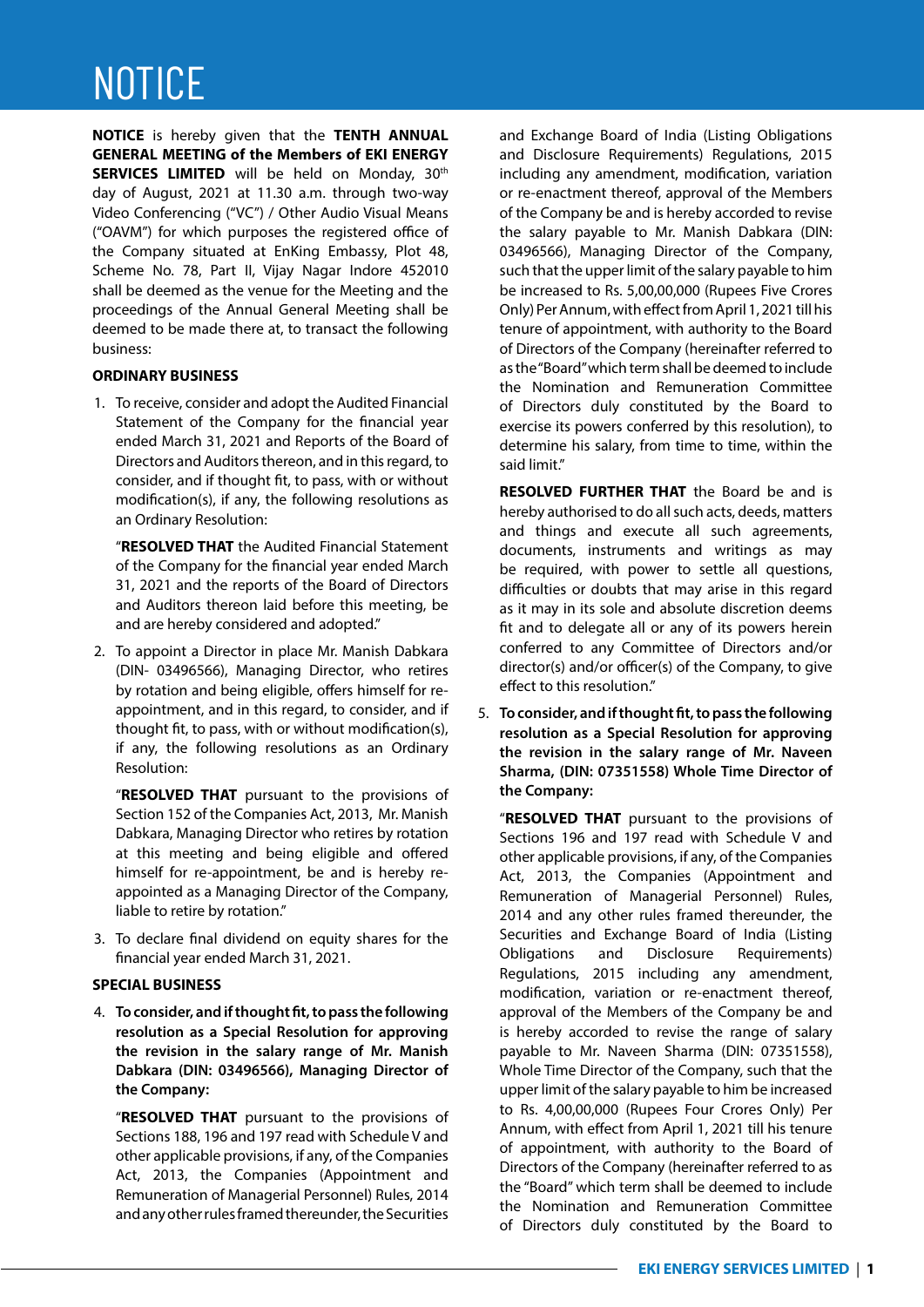# NOTICE

**NOTICE** is hereby given that the **TENTH ANNUAL GENERAL MEETING of the Members of EKI ENERGY SERVICES LIMITED** will be held on Monday, 30th day of August, 2021 at 11.30 a.m. through two-way Video Conferencing ("VC") / Other Audio Visual Means ("OAVM") for which purposes the registered office of the Company situated at EnKing Embassy, Plot 48, Scheme No. 78, Part II, Vijay Nagar Indore 452010 shall be deemed as the venue for the Meeting and the proceedings of the Annual General Meeting shall be deemed to be made there at, to transact the following business:

**ORDINARY BUSINESS**

1. To receive, consider and adopt the Audited Financial Statement of the Company for the financial year ended March 31, 2021 and Reports of the Board of Directors and Auditors thereon, and in this regard, to consider, and if thought fit, to pass, with or without modification(s), if any, the following resolutions as an Ordinary Resolution:

   "**RESOLVED THAT** the Audited Financial Statement of the Company for the financial year ended March 31, 2021 and the reports of the Board of Directors and Auditors thereon laid before this meeting, be and are hereby considered and adopted."

2. To appoint a Director in place Mr. Manish Dabkara (DIN- 03496566), Managing Director, who retires by rotation and being eligible, offers himself for re-appointment, and in this regard, to consider, and if thought fit, to pass, with or without modification(s), if any, the following resolutions as an Ordinary Resolution:

   "**RESOLVED THAT** pursuant to the provisions of Section 152 of the Companies Act, 2013, Mr. Manish Dabkara, Managing Director who retires by rotation at this meeting and being eligible and offered himself for re-appointment, be and is hereby re-appointed as a Managing Director of the Company, liable to retire by rotation."

3. To declare final dividend on equity shares for the financial year ended March 31, 2021.

**SPECIAL BUSINESS**

4. **To consider, and if thought fit, to pass the following resolution as a Special Resolution for approving the revision in the salary range of Mr. Manish Dabkara (DIN: 03496566), Managing Director of the Company:**

   "**RESOLVED THAT** pursuant to the provisions of Sections 188, 196 and 197 read with Schedule V and other applicable provisions, if any, of the Companies Act, 2013, the Companies (Appointment and Remuneration of Managerial Personnel) Rules, 2014 and any other rules framed thereunder, the Securities and Exchange Board of India (Listing Obligations and Disclosure Requirements) Regulations, 2015 including any amendment, modification, variation or re-enactment thereof, approval of the Members of the Company be and is hereby accorded to revise the salary payable to Mr. Manish Dabkara (DIN: 03496566), Managing Director of the Company, such that the upper limit of the salary payable to him be increased to Rs. 5,00,00,000 (Rupees Five Crores Only) Per Annum, with effect from April 1, 2021 till his tenure of appointment, with authority to the Board of Directors of the Company (hereinafter referred to as the "Board" which term shall be deemed to include the Nomination and Remuneration Committee of Directors duly constituted by the Board to exercise its powers conferred by this resolution), to determine his salary, from time to time, within the said limit."

   **RESOLVED FURTHER THAT** the Board be and is hereby authorised to do all such acts, deeds, matters and things and execute all such agreements, documents, instruments and writings as may be required, with power to settle all questions, difficulties or doubts that may arise in this regard as it may in its sole and absolute discretion deems fit and to delegate all or any of its powers herein conferred to any Committee of Directors and/or director(s) and/or officer(s) of the Company, to give effect to this resolution."

5. **To consider, and if thought fit, to pass the following resolution as a Special Resolution for approving the revision in the salary range of Mr. Naveen Sharma, (DIN: 07351558) Whole Time Director of the Company:**

   "**RESOLVED THAT** pursuant to the provisions of Sections 196 and 197 read with Schedule V and other applicable provisions, if any, of the Companies Act, 2013, the Companies (Appointment and Remuneration of Managerial Personnel) Rules, 2014 and any other rules framed thereunder, the Securities and Exchange Board of India (Listing Obligations and Disclosure Requirements) Regulations, 2015 including any amendment, modification, variation or re-enactment thereof, approval of the Members of the Company be and is hereby accorded to revise the range of salary payable to Mr. Naveen Sharma (DIN: 07351558), Whole Time Director of the Company, such that the upper limit of the salary payable to him be increased to Rs. 4,00,00,000 (Rupees Four Crores Only) Per Annum, with effect from April 1, 2021 till his tenure of appointment, with authority to the Board of Directors of the Company (hereinafter referred to as the "Board" which term shall be deemed to include the Nomination and Remuneration Committee of Directors duly constituted by the Board to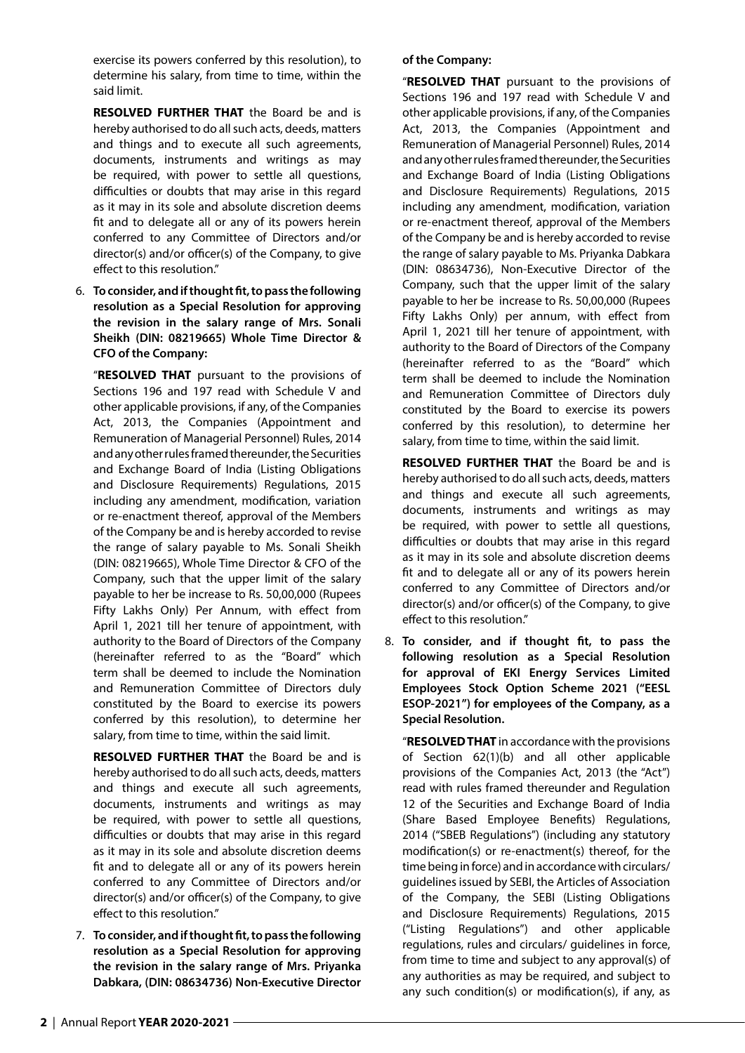exercise its powers conferred by this resolution), to determine his salary, from time to time, within the said limit.

**RESOLVED FURTHER THAT** the Board be and is hereby authorised to do all such acts, deeds, matters and things and to execute all such agreements, documents, instruments and writings as may be required, with power to settle all questions, difficulties or doubts that may arise in this regard as it may in its sole and absolute discretion deems fit and to delegate all or any of its powers herein conferred to any Committee of Directors and/or director(s) and/or officer(s) of the Company, to give effect to this resolution."

6. **To consider, and if thought fit, to pass the following resolution as a Special Resolution for approving the revision in the salary range of Mrs. Sonali Sheikh (DIN: 08219665) Whole Time Director & CFO of the Company:**

   "**RESOLVED THAT** pursuant to the provisions of Sections 196 and 197 read with Schedule V and other applicable provisions, if any, of the Companies Act, 2013, the Companies (Appointment and Remuneration of Managerial Personnel) Rules, 2014 and any other rules framed thereunder, the Securities and Exchange Board of India (Listing Obligations and Disclosure Requirements) Regulations, 2015 including any amendment, modification, variation or re-enactment thereof, approval of the Members of the Company be and is hereby accorded to revise the range of salary payable to Ms. Sonali Sheikh (DIN: 08219665), Whole Time Director & CFO of the Company, such that the upper limit of the salary payable to her be increase to Rs. 50,00,000 (Rupees Fifty Lakhs Only) Per Annum, with effect from April 1, 2021 till her tenure of appointment, with authority to the Board of Directors of the Company (hereinafter referred to as the "Board" which term shall be deemed to include the Nomination and Remuneration Committee of Directors duly constituted by the Board to exercise its powers conferred by this resolution), to determine her salary, from time to time, within the said limit.

   **RESOLVED FURTHER THAT** the Board be and is hereby authorised to do all such acts, deeds, matters and things and execute all such agreements, documents, instruments and writings as may be required, with power to settle all questions, difficulties or doubts that may arise in this regard as it may in its sole and absolute discretion deems fit and to delegate all or any of its powers herein conferred to any Committee of Directors and/or director(s) and/or officer(s) of the Company, to give effect to this resolution."

7. **To consider, and if thought fit, to pass the following resolution as a Special Resolution for approving the revision in the salary range of Mrs. Priyanka Dabkara, (DIN: 08634736) Non-Executive Director of the Company:**

   "**RESOLVED THAT** pursuant to the provisions of Sections 196 and 197 read with Schedule V and other applicable provisions, if any, of the Companies Act, 2013, the Companies (Appointment and Remuneration of Managerial Personnel) Rules, 2014 and any other rules framed thereunder, the Securities and Exchange Board of India (Listing Obligations and Disclosure Requirements) Regulations, 2015 including any amendment, modification, variation or re-enactment thereof, approval of the Members of the Company be and is hereby accorded to revise the range of salary payable to Ms. Priyanka Dabkara (DIN: 08634736), Non-Executive Director of the Company, such that the upper limit of the salary payable to her be increase to Rs. 50,00,000 (Rupees Fifty Lakhs Only) per annum, with effect from April 1, 2021 till her tenure of appointment, with authority to the Board of Directors of the Company (hereinafter referred to as the "Board" which term shall be deemed to include the Nomination and Remuneration Committee of Directors duly constituted by the Board to exercise its powers conferred by this resolution), to determine her salary, from time to time, within the said limit.

   **RESOLVED FURTHER THAT** the Board be and is hereby authorised to do all such acts, deeds, matters and things and execute all such agreements, documents, instruments and writings as may be required, with power to settle all questions, difficulties or doubts that may arise in this regard as it may in its sole and absolute discretion deems fit and to delegate all or any of its powers herein conferred to any Committee of Directors and/or director(s) and/or officer(s) of the Company, to give effect to this resolution."

8. **To consider, and if thought fit, to pass the following resolution as a Special Resolution for approval of EKI Energy Services Limited Employees Stock Option Scheme 2021 ("EESL ESOP-2021") for employees of the Company, as a Special Resolution.**

   "**RESOLVED THAT** in accordance with the provisions of Section 62(1)(b) and all other applicable provisions of the Companies Act, 2013 (the "Act") read with rules framed thereunder and Regulation 12 of the Securities and Exchange Board of India (Share Based Employee Benefits) Regulations, 2014 ("SBEB Regulations") (including any statutory modification(s) or re-enactment(s) thereof, for the time being in force) and in accordance with circulars/ guidelines issued by SEBI, the Articles of Association of the Company, the SEBI (Listing Obligations and Disclosure Requirements) Regulations, 2015 ("Listing Regulations") and other applicable regulations, rules and circulars/ guidelines in force, from time to time and subject to any approval(s) of any authorities as may be required, and subject to any such condition(s) or modification(s), if any, as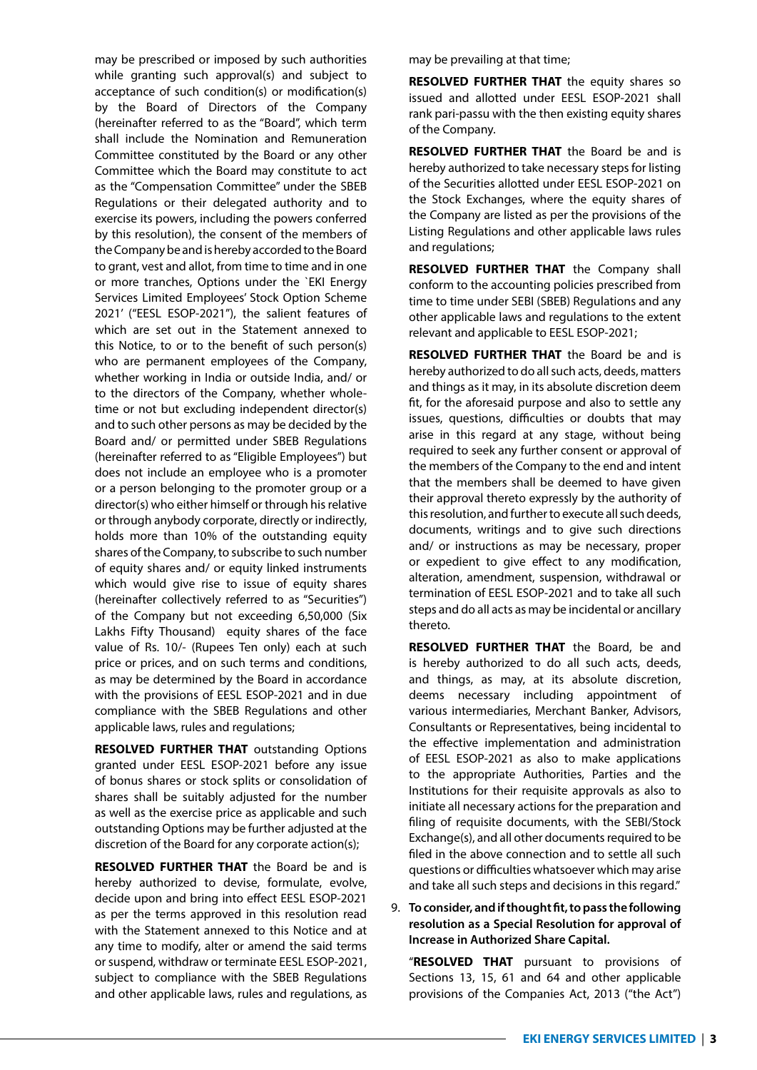may be prescribed or imposed by such authorities while granting such approval(s) and subject to acceptance of such condition(s) or modification(s) by the Board of Directors of the Company (hereinafter referred to as the "Board", which term shall include the Nomination and Remuneration Committee constituted by the Board or any other Committee which the Board may constitute to act as the "Compensation Committee" under the SBEB Regulations or their delegated authority and to exercise its powers, including the powers conferred by this resolution), the consent of the members of the Company be and is hereby accorded to the Board to grant, vest and allot, from time to time and in one or more tranches, Options under the `EKI Energy Services Limited Employees' Stock Option Scheme 2021' ("EESL ESOP-2021"), the salient features of which are set out in the Statement annexed to this Notice, to or to the benefit of such person(s) who are permanent employees of the Company, whether working in India or outside India, and/ or to the directors of the Company, whether whole-time or not but excluding independent director(s) and to such other persons as may be decided by the Board and/ or permitted under SBEB Regulations (hereinafter referred to as "Eligible Employees") but does not include an employee who is a promoter or a person belonging to the promoter group or a director(s) who either himself or through his relative or through anybody corporate, directly or indirectly, holds more than 10% of the outstanding equity shares of the Company, to subscribe to such number of equity shares and/ or equity linked instruments which would give rise to issue of equity shares (hereinafter collectively referred to as "Securities") of the Company but not exceeding 6,50,000 (Six Lakhs Fifty Thousand) equity shares of the face value of Rs. 10/- (Rupees Ten only) each at such price or prices, and on such terms and conditions, as may be determined by the Board in accordance with the provisions of EESL ESOP-2021 and in due compliance with the SBEB Regulations and other applicable laws, rules and regulations;

**RESOLVED FURTHER THAT** outstanding Options granted under EESL ESOP-2021 before any issue of bonus shares or stock splits or consolidation of shares shall be suitably adjusted for the number as well as the exercise price as applicable and such outstanding Options may be further adjusted at the discretion of the Board for any corporate action(s);

**RESOLVED FURTHER THAT** the Board be and is hereby authorized to devise, formulate, evolve, decide upon and bring into effect EESL ESOP-2021 as per the terms approved in this resolution read with the Statement annexed to this Notice and at any time to modify, alter or amend the said terms or suspend, withdraw or terminate EESL ESOP-2021, subject to compliance with the SBEB Regulations and other applicable laws, rules and regulations, as may be prevailing at that time;

**RESOLVED FURTHER THAT** the equity shares so issued and allotted under EESL ESOP-2021 shall rank pari-passu with the then existing equity shares of the Company.

**RESOLVED FURTHER THAT** the Board be and is hereby authorized to take necessary steps for listing of the Securities allotted under EESL ESOP-2021 on the Stock Exchanges, where the equity shares of the Company are listed as per the provisions of the Listing Regulations and other applicable laws rules and regulations;

**RESOLVED FURTHER THAT** the Company shall conform to the accounting policies prescribed from time to time under SEBI (SBEB) Regulations and any other applicable laws and regulations to the extent relevant and applicable to EESL ESOP-2021;

**RESOLVED FURTHER THAT** the Board be and is hereby authorized to do all such acts, deeds, matters and things as it may, in its absolute discretion deem fit, for the aforesaid purpose and also to settle any issues, questions, difficulties or doubts that may arise in this regard at any stage, without being required to seek any further consent or approval of the members of the Company to the end and intent that the members shall be deemed to have given their approval thereto expressly by the authority of this resolution, and further to execute all such deeds, documents, writings and to give such directions and/ or instructions as may be necessary, proper or expedient to give effect to any modification, alteration, amendment, suspension, withdrawal or termination of EESL ESOP-2021 and to take all such steps and do all acts as may be incidental or ancillary thereto.

**RESOLVED FURTHER THAT** the Board, be and is hereby authorized to do all such acts, deeds, and things, as may, at its absolute discretion, deems necessary including appointment of various intermediaries, Merchant Banker, Advisors, Consultants or Representatives, being incidental to the effective implementation and administration of EESL ESOP-2021 as also to make applications to the appropriate Authorities, Parties and the Institutions for their requisite approvals as also to initiate all necessary actions for the preparation and filing of requisite documents, with the SEBI/Stock Exchange(s), and all other documents required to be filed in the above connection and to settle all such questions or difficulties whatsoever which may arise and take all such steps and decisions in this regard."

9. **To consider, and if thought fit, to pass the following resolution as a Special Resolution for approval of Increase in Authorized Share Capital.**

   "**RESOLVED THAT** pursuant to provisions of Sections 13, 15, 61 and 64 and other applicable provisions of the Companies Act, 2013 ("the Act")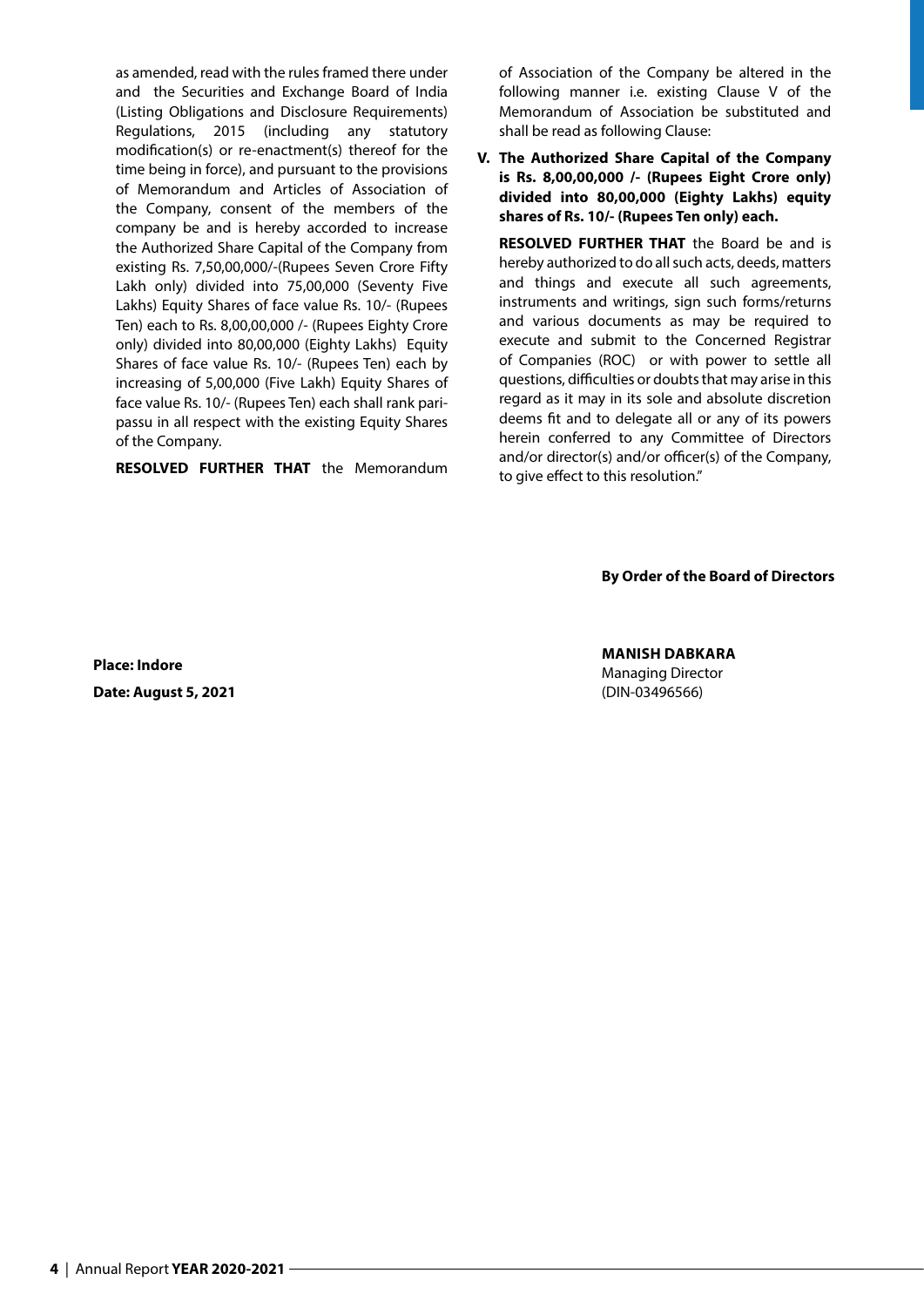as amended, read with the rules framed there under and the Securities and Exchange Board of India (Listing Obligations and Disclosure Requirements) Regulations, 2015 (including any statutory modification(s) or re-enactment(s) thereof for the time being in force), and pursuant to the provisions of Memorandum and Articles of Association of the Company, consent of the members of the company be and is hereby accorded to increase the Authorized Share Capital of the Company from existing Rs. 7,50,00,000/-(Rupees Seven Crore Fifty Lakh only) divided into 75,00,000 (Seventy Five Lakhs) Equity Shares of face value Rs. 10/- (Rupees Ten) each to Rs. 8,00,00,000 /- (Rupees Eighty Crore only) divided into 80,00,000 (Eighty Lakhs) Equity Shares of face value Rs. 10/- (Rupees Ten) each by increasing of 5,00,000 (Five Lakh) Equity Shares of face value Rs. 10/- (Rupees Ten) each shall rank pari-passu in all respect with the existing Equity Shares of the Company.

**RESOLVED FURTHER THAT** the Memorandum of Association of the Company be altered in the following manner i.e. existing Clause V of the Memorandum of Association be substituted and shall be read as following Clause:

**V. The Authorized Share Capital of the Company is Rs. 8,00,00,000 /- (Rupees Eight Crore only) divided into 80,00,000 (Eighty Lakhs) equity shares of Rs. 10/- (Rupees Ten only) each.**

**RESOLVED FURTHER THAT** the Board be and is hereby authorized to do all such acts, deeds, matters and things and execute all such agreements, instruments and writings, sign such forms/returns and various documents as may be required to execute and submit to the Concerned Registrar of Companies (ROC) or with power to settle all questions, difficulties or doubts that may arise in this regard as it may in its sole and absolute discretion deems fit and to delegate all or any of its powers herein conferred to any Committee of Directors and/or director(s) and/or officer(s) of the Company, to give effect to this resolution."

**By Order of the Board of Directors**

**Place: Indore**

**Date: August 5, 2021**

**MANISH DABKARA**
Managing Director
(DIN-03496566)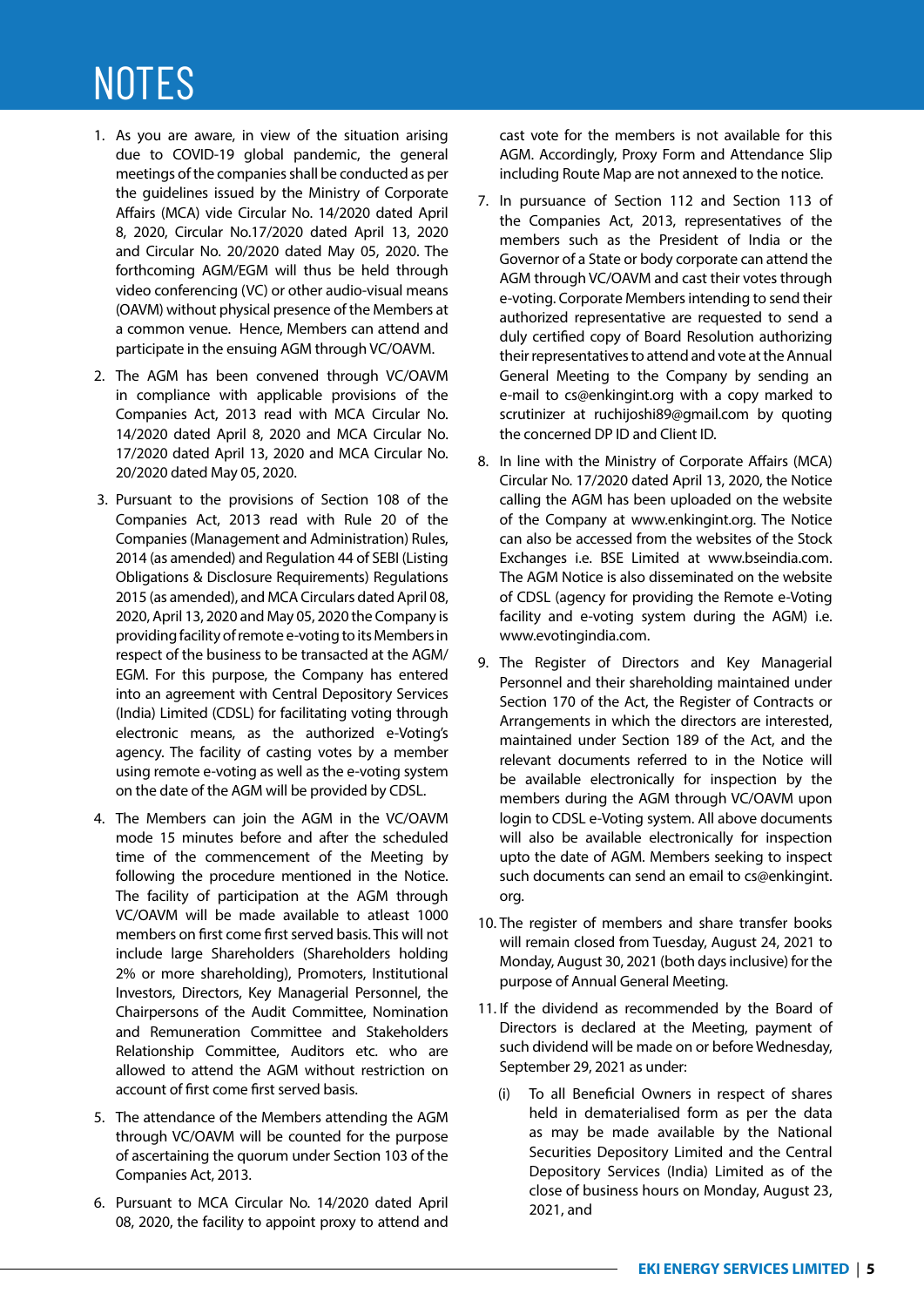# NOTES

1. As you are aware, in view of the situation arising due to COVID-19 global pandemic, the general meetings of the companies shall be conducted as per the guidelines issued by the Ministry of Corporate Affairs (MCA) vide Circular No. 14/2020 dated April 8, 2020, Circular No.17/2020 dated April 13, 2020 and Circular No. 20/2020 dated May 05, 2020. The forthcoming AGM/EGM will thus be held through video conferencing (VC) or other audio-visual means (OAVM) without physical presence of the Members at a common venue. Hence, Members can attend and participate in the ensuing AGM through VC/OAVM.

2. The AGM has been convened through VC/OAVM in compliance with applicable provisions of the Companies Act, 2013 read with MCA Circular No. 14/2020 dated April 8, 2020 and MCA Circular No. 17/2020 dated April 13, 2020 and MCA Circular No. 20/2020 dated May 05, 2020.

3. Pursuant to the provisions of Section 108 of the Companies Act, 2013 read with Rule 20 of the Companies (Management and Administration) Rules, 2014 (as amended) and Regulation 44 of SEBI (Listing Obligations & Disclosure Requirements) Regulations 2015 (as amended), and MCA Circulars dated April 08, 2020, April 13, 2020 and May 05, 2020 the Company is providing facility of remote e-voting to its Members in respect of the business to be transacted at the AGM/ EGM. For this purpose, the Company has entered into an agreement with Central Depository Services (India) Limited (CDSL) for facilitating voting through electronic means, as the authorized e-Voting's agency. The facility of casting votes by a member using remote e-voting as well as the e-voting system on the date of the AGM will be provided by CDSL.

4. The Members can join the AGM in the VC/OAVM mode 15 minutes before and after the scheduled time of the commencement of the Meeting by following the procedure mentioned in the Notice. The facility of participation at the AGM through VC/OAVM will be made available to atleast 1000 members on first come first served basis. This will not include large Shareholders (Shareholders holding 2% or more shareholding), Promoters, Institutional Investors, Directors, Key Managerial Personnel, the Chairpersons of the Audit Committee, Nomination and Remuneration Committee and Stakeholders Relationship Committee, Auditors etc. who are allowed to attend the AGM without restriction on account of first come first served basis.

5. The attendance of the Members attending the AGM through VC/OAVM will be counted for the purpose of ascertaining the quorum under Section 103 of the Companies Act, 2013.

6. Pursuant to MCA Circular No. 14/2020 dated April 08, 2020, the facility to appoint proxy to attend and cast vote for the members is not available for this AGM. Accordingly, Proxy Form and Attendance Slip including Route Map are not annexed to the notice.

7. In pursuance of Section 112 and Section 113 of the Companies Act, 2013, representatives of the members such as the President of India or the Governor of a State or body corporate can attend the AGM through VC/OAVM and cast their votes through e-voting. Corporate Members intending to send their authorized representative are requested to send a duly certified copy of Board Resolution authorizing their representatives to attend and vote at the Annual General Meeting to the Company by sending an e-mail to cs@enkingint.org with a copy marked to scrutinizer at ruchijoshi89@gmail.com by quoting the concerned DP ID and Client ID.

8. In line with the Ministry of Corporate Affairs (MCA) Circular No. 17/2020 dated April 13, 2020, the Notice calling the AGM has been uploaded on the website of the Company at www.enkingint.org. The Notice can also be accessed from the websites of the Stock Exchanges i.e. BSE Limited at www.bseindia.com. The AGM Notice is also disseminated on the website of CDSL (agency for providing the Remote e-Voting facility and e-voting system during the AGM) i.e. www.evotingindia.com.

9. The Register of Directors and Key Managerial Personnel and their shareholding maintained under Section 170 of the Act, the Register of Contracts or Arrangements in which the directors are interested, maintained under Section 189 of the Act, and the relevant documents referred to in the Notice will be available electronically for inspection by the members during the AGM through VC/OAVM upon login to CDSL e-Voting system. All above documents will also be available electronically for inspection upto the date of AGM. Members seeking to inspect such documents can send an email to cs@enkingint.org.

10. The register of members and share transfer books will remain closed from Tuesday, August 24, 2021 to Monday, August 30, 2021 (both days inclusive) for the purpose of Annual General Meeting.

11. If the dividend as recommended by the Board of Directors is declared at the Meeting, payment of such dividend will be made on or before Wednesday, September 29, 2021 as under:

    (i) To all Beneficial Owners in respect of shares held in dematerialised form as per the data as may be made available by the National Securities Depository Limited and the Central Depository Services (India) Limited as of the close of business hours on Monday, August 23, 2021, and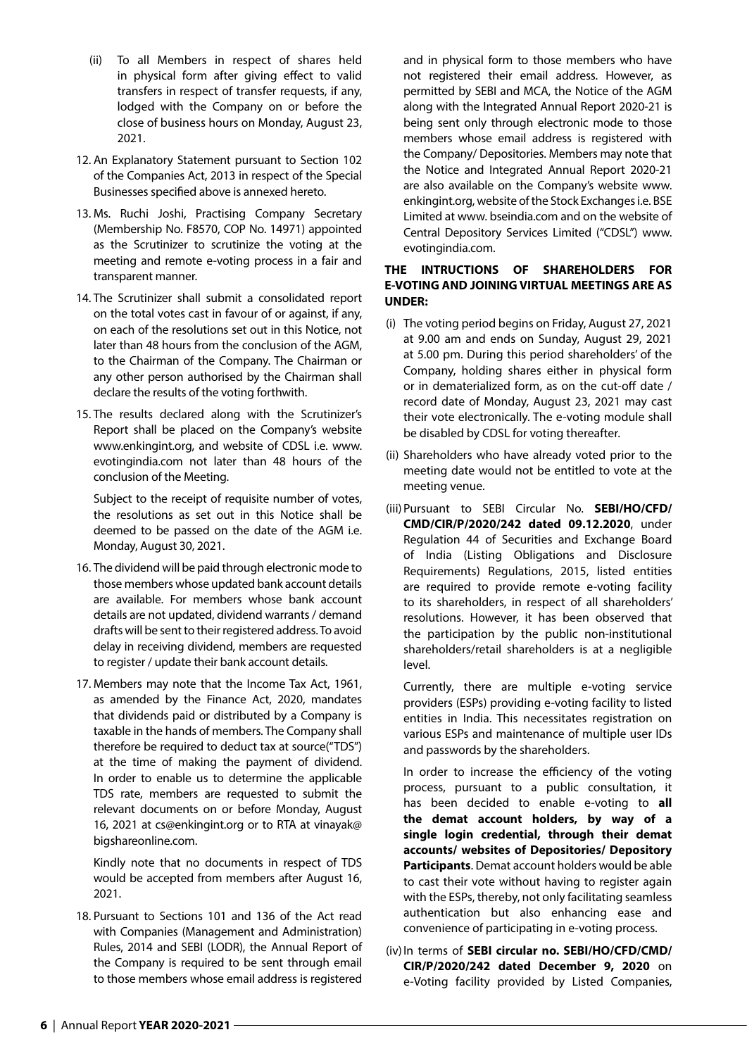(ii) To all Members in respect of shares held in physical form after giving effect to valid transfers in respect of transfer requests, if any, lodged with the Company on or before the close of business hours on Monday, August 23, 2021.

12. An Explanatory Statement pursuant to Section 102 of the Companies Act, 2013 in respect of the Special Businesses specified above is annexed hereto.

13. Ms. Ruchi Joshi, Practising Company Secretary (Membership No. F8570, COP No. 14971) appointed as the Scrutinizer to scrutinize the voting at the meeting and remote e-voting process in a fair and transparent manner.

14. The Scrutinizer shall submit a consolidated report on the total votes cast in favour of or against, if any, on each of the resolutions set out in this Notice, not later than 48 hours from the conclusion of the AGM, to the Chairman of the Company. The Chairman or any other person authorised by the Chairman shall declare the results of the voting forthwith.

15. The results declared along with the Scrutinizer's Report shall be placed on the Company's website www.enkingint.org, and website of CDSL i.e. www. evotingindia.com not later than 48 hours of the conclusion of the Meeting.

    Subject to the receipt of requisite number of votes, the resolutions as set out in this Notice shall be deemed to be passed on the date of the AGM i.e. Monday, August 30, 2021.

16. The dividend will be paid through electronic mode to those members whose updated bank account details are available. For members whose bank account details are not updated, dividend warrants / demand drafts will be sent to their registered address. To avoid delay in receiving dividend, members are requested to register / update their bank account details.

17. Members may note that the Income Tax Act, 1961, as amended by the Finance Act, 2020, mandates that dividends paid or distributed by a Company is taxable in the hands of members. The Company shall therefore be required to deduct tax at source("TDS") at the time of making the payment of dividend. In order to enable us to determine the applicable TDS rate, members are requested to submit the relevant documents on or before Monday, August 16, 2021 at cs@enkingint.org or to RTA at vinayak@ bigshareonline.com.

    Kindly note that no documents in respect of TDS would be accepted from members after August 16, 2021.

18. Pursuant to Sections 101 and 136 of the Act read with Companies (Management and Administration) Rules, 2014 and SEBI (LODR), the Annual Report of the Company is required to be sent through email to those members whose email address is registered and in physical form to those members who have not registered their email address. However, as permitted by SEBI and MCA, the Notice of the AGM along with the Integrated Annual Report 2020-21 is being sent only through electronic mode to those members whose email address is registered with the Company/ Depositories. Members may note that the Notice and Integrated Annual Report 2020-21 are also available on the Company's website www. enkingint.org, website of the Stock Exchanges i.e. BSE Limited at www. bseindia.com and on the website of Central Depository Services Limited ("CDSL") www. evotingindia.com.

**THE INTRUCTIONS OF SHAREHOLDERS FOR E-VOTING AND JOINING VIRTUAL MEETINGS ARE AS UNDER:**

(i) The voting period begins on Friday, August 27, 2021 at 9.00 am and ends on Sunday, August 29, 2021 at 5.00 pm. During this period shareholders' of the Company, holding shares either in physical form or in dematerialized form, as on the cut-off date / record date of Monday, August 23, 2021 may cast their vote electronically. The e-voting module shall be disabled by CDSL for voting thereafter.

(ii) Shareholders who have already voted prior to the meeting date would not be entitled to vote at the meeting venue.

(iii) Pursuant to SEBI Circular No. **SEBI/HO/CFD/CMD/CIR/P/2020/242 dated 09.12.2020**, under Regulation 44 of Securities and Exchange Board of India (Listing Obligations and Disclosure Requirements) Regulations, 2015, listed entities are required to provide remote e-voting facility to its shareholders, in respect of all shareholders' resolutions. However, it has been observed that the participation by the public non-institutional shareholders/retail shareholders is at a negligible level.

    Currently, there are multiple e-voting service providers (ESPs) providing e-voting facility to listed entities in India. This necessitates registration on various ESPs and maintenance of multiple user IDs and passwords by the shareholders.

    In order to increase the efficiency of the voting process, pursuant to a public consultation, it has been decided to enable e-voting to **all the demat account holders, by way of a single login credential, through their demat accounts/ websites of Depositories/ Depository Participants**. Demat account holders would be able to cast their vote without having to register again with the ESPs, thereby, not only facilitating seamless authentication but also enhancing ease and convenience of participating in e-voting process.

(iv) In terms of **SEBI circular no. SEBI/HO/CFD/CMD/CIR/P/2020/242 dated December 9, 2020** on e-Voting facility provided by Listed Companies,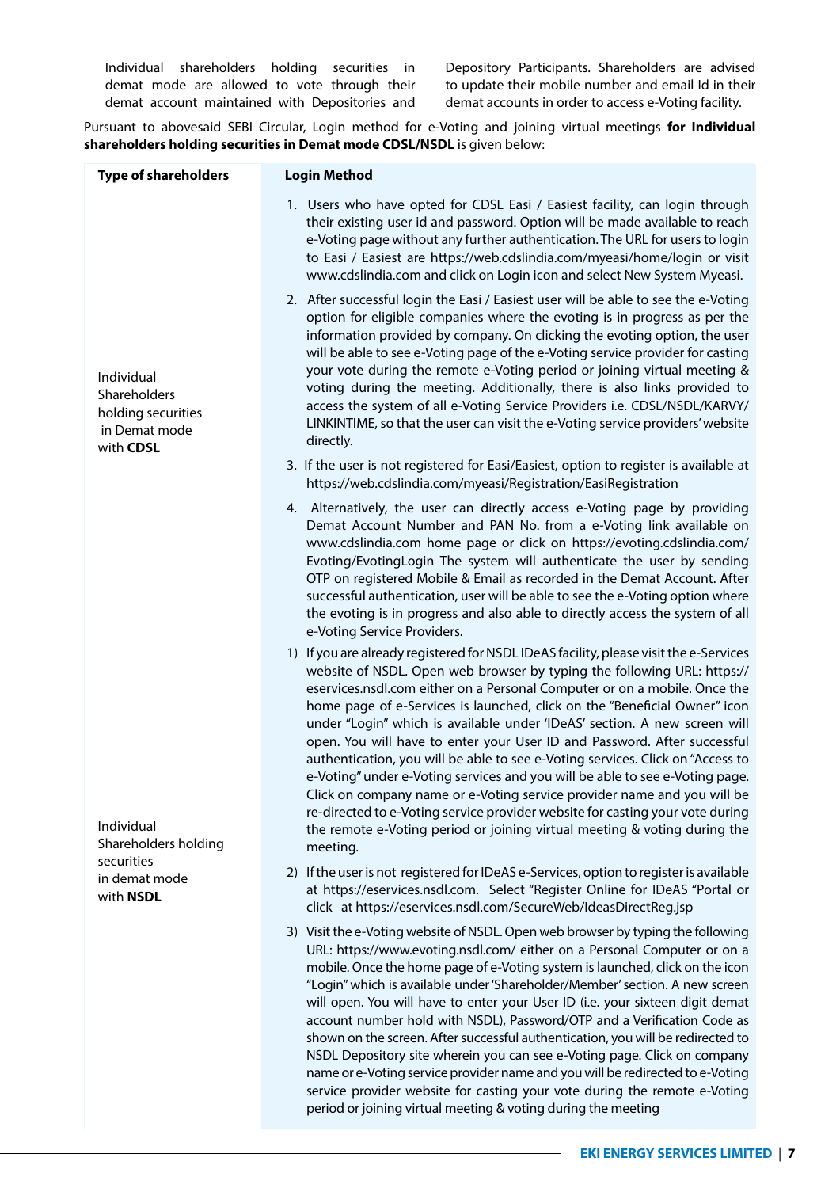Individual shareholders holding securities in demat mode are allowed to vote through their demat account maintained with Depositories and Depository Participants. Shareholders are advised to update their mobile number and email Id in their demat accounts in order to access e-Voting facility.

Pursuant to abovesaid SEBI Circular, Login method for e-Voting and joining virtual meetings **for Individual shareholders holding securities in Demat mode CDSL/NSDL** is given below:

| Type of shareholders | Login Method |
|---|---|
| Individual Shareholders holding securities in Demat mode with **CDSL** | 1. Users who have opted for CDSL Easi / Easiest facility, can login through their existing user id and password. Option will be made available to reach e-Voting page without any further authentication. The URL for users to login to Easi / Easiest are https://web.cdslindia.com/myeasi/home/login or visit www.cdslindia.com and click on Login icon and select New System Myeasi.<br>2. After successful login the Easi / Easiest user will be able to see the e-Voting option for eligible companies where the evoting is in progress as per the information provided by company. On clicking the evoting option, the user will be able to see e-Voting page of the e-Voting service provider for casting your vote during the remote e-Voting period or joining virtual meeting & voting during the meeting. Additionally, there is also links provided to access the system of all e-Voting Service Providers i.e. CDSL/NSDL/KARVY/LINKINTIME, so that the user can visit the e-Voting service providers' website directly.<br>3. If the user is not registered for Easi/Easiest, option to register is available at https://web.cdslindia.com/myeasi/Registration/EasiRegistration<br>4. Alternatively, the user can directly access e-Voting page by providing Demat Account Number and PAN No. from a e-Voting link available on www.cdslindia.com home page or click on https://evoting.cdslindia.com/Evoting/EvotingLogin The system will authenticate the user by sending OTP on registered Mobile & Email as recorded in the Demat Account. After successful authentication, user will be able to see the e-Voting option where the evoting is in progress and also able to directly access the system of all e-Voting Service Providers. |
| Individual Shareholders holding securities in demat mode with **NSDL** | 1) If you are already registered for NSDL IDeAS facility, please visit the e-Services website of NSDL. Open web browser by typing the following URL: https://eservices.nsdl.com either on a Personal Computer or on a mobile. Once the home page of e-Services is launched, click on the "Beneficial Owner" icon under "Login" which is available under 'IDeAS' section. A new screen will open. You will have to enter your User ID and Password. After successful authentication, you will be able to see e-Voting services. Click on "Access to e-Voting" under e-Voting services and you will be able to see e-Voting page. Click on company name or e-Voting service provider name and you will be re-directed to e-Voting service provider website for casting your vote during the remote e-Voting period or joining virtual meeting & voting during the meeting.<br>2) If the user is not registered for IDeAS e-Services, option to register is available at https://eservices.nsdl.com. Select "Register Online for IDeAS "Portal or click at https://eservices.nsdl.com/SecureWeb/IdeasDirectReg.jsp<br>3) Visit the e-Voting website of NSDL. Open web browser by typing the following URL: https://www.evoting.nsdl.com/ either on a Personal Computer or on a mobile. Once the home page of e-Voting system is launched, click on the icon "Login" which is available under 'Shareholder/Member' section. A new screen will open. You will have to enter your User ID (i.e. your sixteen digit demat account number hold with NSDL), Password/OTP and a Verification Code as shown on the screen. After successful authentication, you will be redirected to NSDL Depository site wherein you can see e-Voting page. Click on company name or e-Voting service provider name and you will be redirected to e-Voting service provider website for casting your vote during the remote e-Voting period or joining virtual meeting & voting during the meeting |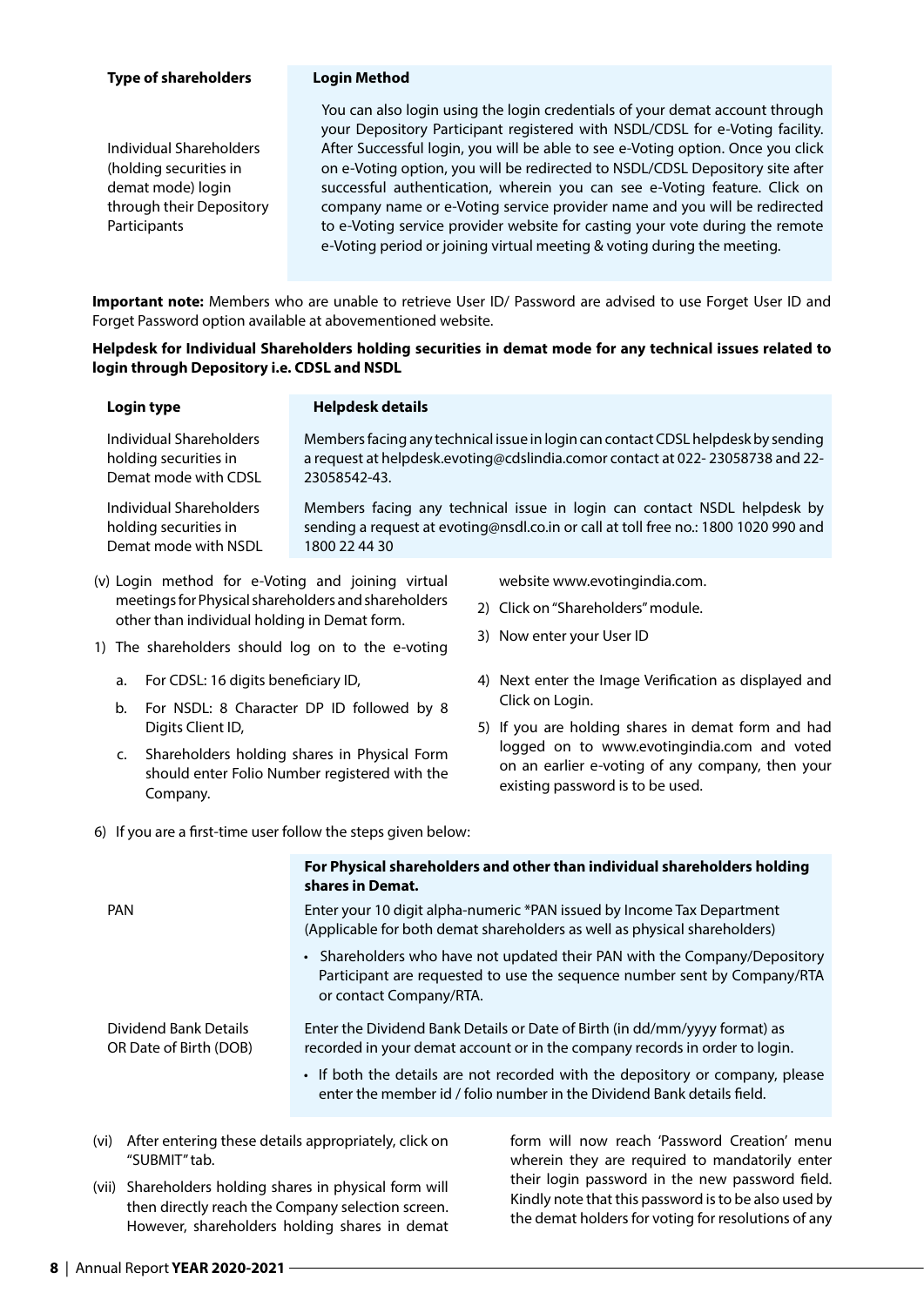| Type of shareholders | Login Method |
|---|---|
| Individual Shareholders (holding securities in demat mode) login through their Depository Participants | You can also login using the login credentials of your demat account through your Depository Participant registered with NSDL/CDSL for e-Voting facility. After Successful login, you will be able to see e-Voting option. Once you click on e-Voting option, you will be redirected to NSDL/CDSL Depository site after successful authentication, wherein you can see e-Voting feature. Click on company name or e-Voting service provider name and you will be redirected to e-Voting service provider website for casting your vote during the remote e-Voting period or joining virtual meeting & voting during the meeting. |

**Important note:** Members who are unable to retrieve User ID/ Password are advised to use Forget User ID and Forget Password option available at abovementioned website.

**Helpdesk for Individual Shareholders holding securities in demat mode for any technical issues related to login through Depository i.e. CDSL and NSDL**

| Login type | Helpdesk details |
|---|---|
| Individual Shareholders holding securities in Demat mode with CDSL | Members facing any technical issue in login can contact CDSL helpdesk by sending a request at helpdesk.evoting@cdslindia.comor contact at 022- 23058738 and 22-23058542-43. |
| Individual Shareholders holding securities in Demat mode with NSDL | Members facing any technical issue in login can contact NSDL helpdesk by sending a request at evoting@nsdl.co.in or call at toll free no.: 1800 1020 990 and 1800 22 44 30 |

(v) Login method for e-Voting and joining virtual meetings for Physical shareholders and shareholders other than individual holding in Demat form.

1) The shareholders should log on to the e-voting website www.evotingindia.com.
2) Click on "Shareholders" module.
3) Now enter your User ID
   a. For CDSL: 16 digits beneficiary ID,
   b. For NSDL: 8 Character DP ID followed by 8 Digits Client ID,
   c. Shareholders holding shares in Physical Form should enter Folio Number registered with the Company.
4) Next enter the Image Verification as displayed and Click on Login.
5) If you are holding shares in demat form and had logged on to www.evotingindia.com and voted on an earlier e-voting of any company, then your existing password is to be used.
6) If you are a first-time user follow the steps given below:

| | For Physical shareholders and other than individual shareholders holding shares in Demat. |
|---|---|
| PAN | Enter your 10 digit alpha-numeric *PAN issued by Income Tax Department (Applicable for both demat shareholders as well as physical shareholders)<br>• Shareholders who have not updated their PAN with the Company/Depository Participant are requested to use the sequence number sent by Company/RTA or contact Company/RTA. |
| Dividend Bank Details OR Date of Birth (DOB) | Enter the Dividend Bank Details or Date of Birth (in dd/mm/yyyy format) as recorded in your demat account or in the company records in order to login.<br>• If both the details are not recorded with the depository or company, please enter the member id / folio number in the Dividend Bank details field. |

(vi) After entering these details appropriately, click on "SUBMIT" tab.

(vii) Shareholders holding shares in physical form will then directly reach the Company selection screen. However, shareholders holding shares in demat form will now reach 'Password Creation' menu wherein they are required to mandatorily enter their login password in the new password field. Kindly note that this password is to be also used by the demat holders for voting for resolutions of any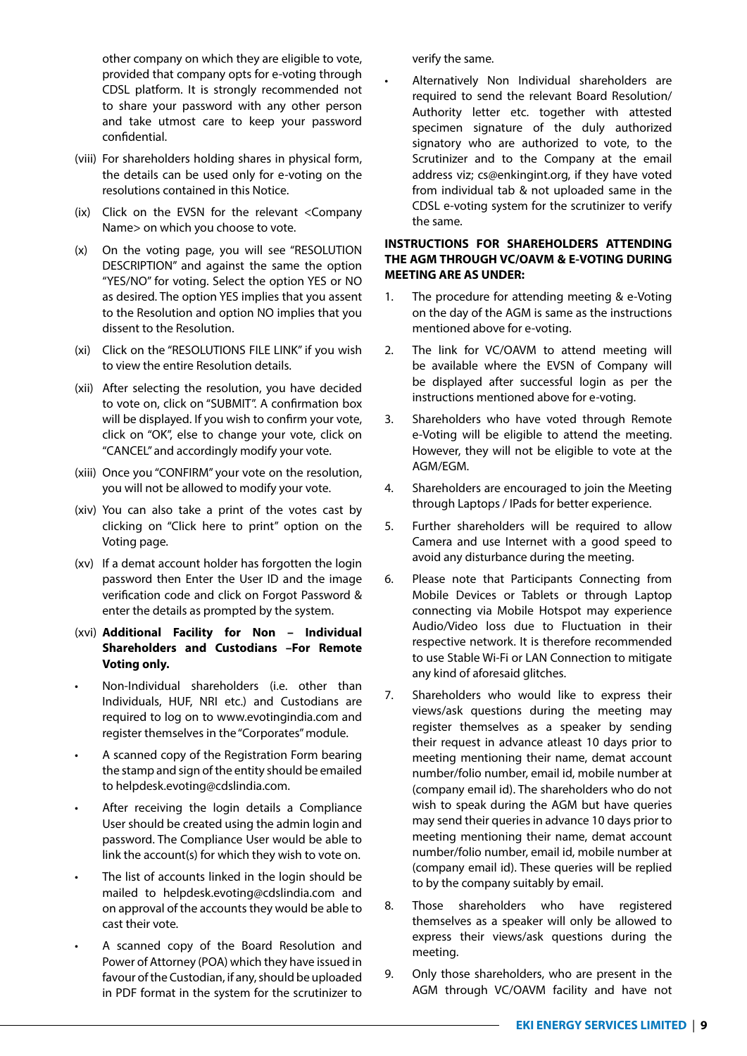other company on which they are eligible to vote, provided that company opts for e-voting through CDSL platform. It is strongly recommended not to share your password with any other person and take utmost care to keep your password confidential.

(viii) For shareholders holding shares in physical form, the details can be used only for e-voting on the resolutions contained in this Notice.

(ix) Click on the EVSN for the relevant <Company Name> on which you choose to vote.

(x) On the voting page, you will see "RESOLUTION DESCRIPTION" and against the same the option "YES/NO" for voting. Select the option YES or NO as desired. The option YES implies that you assent to the Resolution and option NO implies that you dissent to the Resolution.

(xi) Click on the "RESOLUTIONS FILE LINK" if you wish to view the entire Resolution details.

(xii) After selecting the resolution, you have decided to vote on, click on "SUBMIT". A confirmation box will be displayed. If you wish to confirm your vote, click on "OK", else to change your vote, click on "CANCEL" and accordingly modify your vote.

(xiii) Once you "CONFIRM" your vote on the resolution, you will not be allowed to modify your vote.

(xiv) You can also take a print of the votes cast by clicking on "Click here to print" option on the Voting page.

(xv) If a demat account holder has forgotten the login password then Enter the User ID and the image verification code and click on Forgot Password & enter the details as prompted by the system.

(xvi) **Additional Facility for Non – Individual Shareholders and Custodians –For Remote Voting only.**

- Non-Individual shareholders (i.e. other than Individuals, HUF, NRI etc.) and Custodians are required to log on to www.evotingindia.com and register themselves in the "Corporates" module.
- A scanned copy of the Registration Form bearing the stamp and sign of the entity should be emailed to helpdesk.evoting@cdslindia.com.
- After receiving the login details a Compliance User should be created using the admin login and password. The Compliance User would be able to link the account(s) for which they wish to vote on.
- The list of accounts linked in the login should be mailed to helpdesk.evoting@cdslindia.com and on approval of the accounts they would be able to cast their vote.
- A scanned copy of the Board Resolution and Power of Attorney (POA) which they have issued in favour of the Custodian, if any, should be uploaded in PDF format in the system for the scrutinizer to verify the same.
- Alternatively Non Individual shareholders are required to send the relevant Board Resolution/ Authority letter etc. together with attested specimen signature of the duly authorized signatory who are authorized to vote, to the Scrutinizer and to the Company at the email address viz; cs@enkingint.org, if they have voted from individual tab & not uploaded same in the CDSL e-voting system for the scrutinizer to verify the same.

**INSTRUCTIONS FOR SHAREHOLDERS ATTENDING THE AGM THROUGH VC/OAVM & E-VOTING DURING MEETING ARE AS UNDER:**

1. The procedure for attending meeting & e-Voting on the day of the AGM is same as the instructions mentioned above for e-voting.
2. The link for VC/OAVM to attend meeting will be available where the EVSN of Company will be displayed after successful login as per the instructions mentioned above for e-voting.
3. Shareholders who have voted through Remote e-Voting will be eligible to attend the meeting. However, they will not be eligible to vote at the AGM/EGM.
4. Shareholders are encouraged to join the Meeting through Laptops / IPads for better experience.
5. Further shareholders will be required to allow Camera and use Internet with a good speed to avoid any disturbance during the meeting.
6. Please note that Participants Connecting from Mobile Devices or Tablets or through Laptop connecting via Mobile Hotspot may experience Audio/Video loss due to Fluctuation in their respective network. It is therefore recommended to use Stable Wi-Fi or LAN Connection to mitigate any kind of aforesaid glitches.
7. Shareholders who would like to express their views/ask questions during the meeting may register themselves as a speaker by sending their request in advance atleast 10 days prior to meeting mentioning their name, demat account number/folio number, email id, mobile number at (company email id). The shareholders who do not wish to speak during the AGM but have queries may send their queries in advance 10 days prior to meeting mentioning their name, demat account number/folio number, email id, mobile number at (company email id). These queries will be replied to by the company suitably by email.
8. Those shareholders who have registered themselves as a speaker will only be allowed to express their views/ask questions during the meeting.
9. Only those shareholders, who are present in the AGM through VC/OAVM facility and have not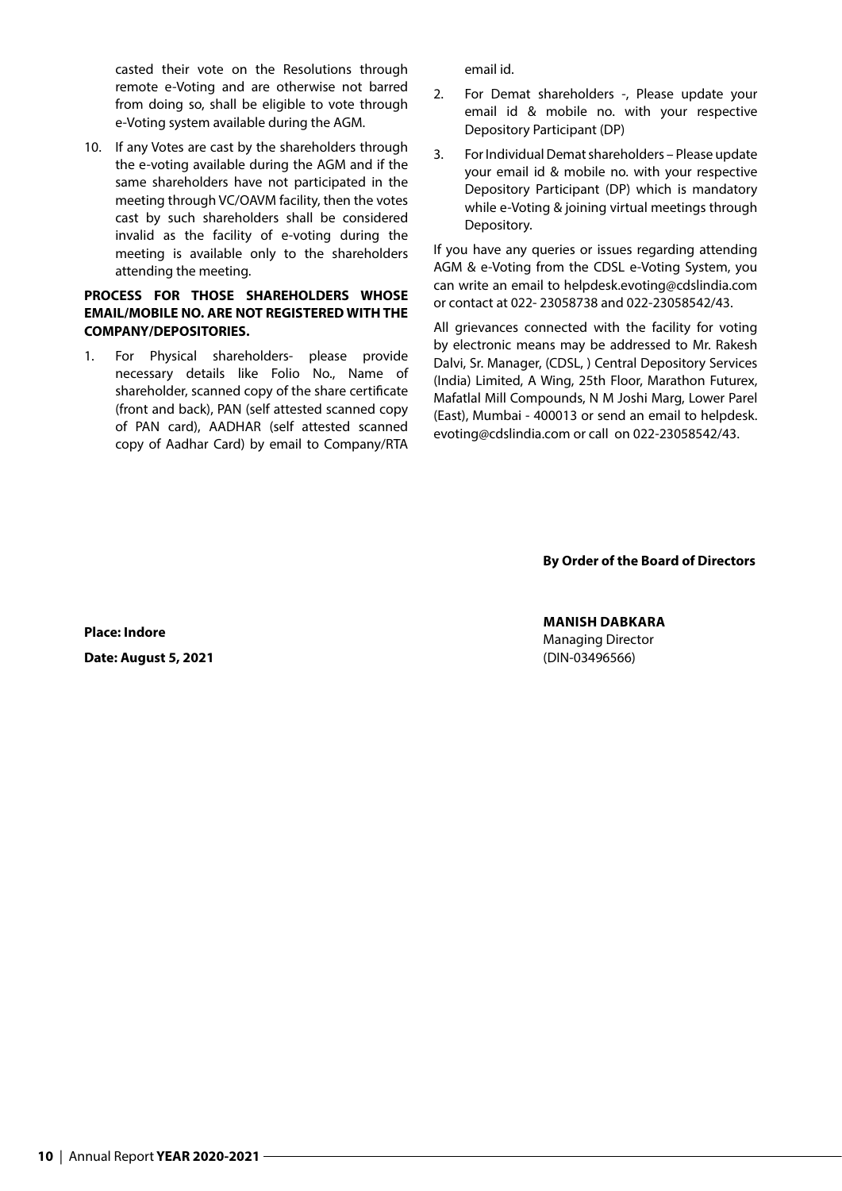casted their vote on the Resolutions through remote e-Voting and are otherwise not barred from doing so, shall be eligible to vote through e-Voting system available during the AGM.

10. If any Votes are cast by the shareholders through the e-voting available during the AGM and if the same shareholders have not participated in the meeting through VC/OAVM facility, then the votes cast by such shareholders shall be considered invalid as the facility of e-voting during the meeting is available only to the shareholders attending the meeting.

**PROCESS FOR THOSE SHAREHOLDERS WHOSE EMAIL/MOBILE NO. ARE NOT REGISTERED WITH THE COMPANY/DEPOSITORIES.**

1. For Physical shareholders- please provide necessary details like Folio No., Name of shareholder, scanned copy of the share certificate (front and back), PAN (self attested scanned copy of PAN card), AADHAR (self attested scanned copy of Aadhar Card) by email to Company/RTA email id.
2. For Demat shareholders -, Please update your email id & mobile no. with your respective Depository Participant (DP)
3. For Individual Demat shareholders – Please update your email id & mobile no. with your respective Depository Participant (DP) which is mandatory while e-Voting & joining virtual meetings through Depository.

If you have any queries or issues regarding attending AGM & e-Voting from the CDSL e-Voting System, you can write an email to helpdesk.evoting@cdslindia.com or contact at 022- 23058738 and 022-23058542/43.

All grievances connected with the facility for voting by electronic means may be addressed to Mr. Rakesh Dalvi, Sr. Manager, (CDSL, ) Central Depository Services (India) Limited, A Wing, 25th Floor, Marathon Futurex, Mafatlal Mill Compounds, N M Joshi Marg, Lower Parel (East), Mumbai - 400013 or send an email to helpdesk.evoting@cdslindia.com or call on 022-23058542/43.

**By Order of the Board of Directors**

**Place: Indore**
**Date: August 5, 2021**

**MANISH DABKARA**
Managing Director
(DIN-03496566)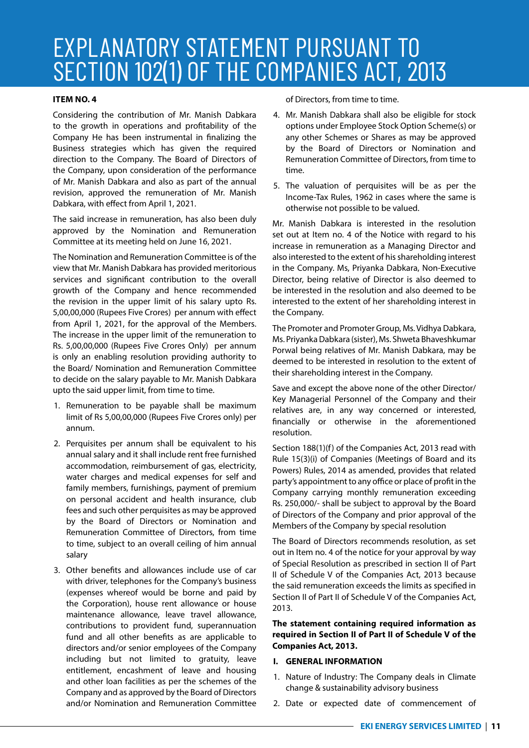# EXPLANATORY STATEMENT PURSUANT TO SECTION 102(1) OF THE COMPANIES ACT, 2013

**ITEM NO. 4**

Considering the contribution of Mr. Manish Dabkara to the growth in operations and profitability of the Company He has been instrumental in finalizing the Business strategies which has given the required direction to the Company. The Board of Directors of the Company, upon consideration of the performance of Mr. Manish Dabkara and also as part of the annual revision, approved the remuneration of Mr. Manish Dabkara, with effect from April 1, 2021.

The said increase in remuneration, has also been duly approved by the Nomination and Remuneration Committee at its meeting held on June 16, 2021.

The Nomination and Remuneration Committee is of the view that Mr. Manish Dabkara has provided meritorious services and significant contribution to the overall growth of the Company and hence recommended the revision in the upper limit of his salary upto Rs. 5,00,00,000 (Rupees Five Crores) per annum with effect from April 1, 2021, for the approval of the Members. The increase in the upper limit of the remuneration to Rs. 5,00,00,000 (Rupees Five Crores Only) per annum is only an enabling resolution providing authority to the Board/ Nomination and Remuneration Committee to decide on the salary payable to Mr. Manish Dabkara upto the said upper limit, from time to time.

1. Remuneration to be payable shall be maximum limit of Rs 5,00,00,000 (Rupees Five Crores only) per annum.
2. Perquisites per annum shall be equivalent to his annual salary and it shall include rent free furnished accommodation, reimbursement of gas, electricity, water charges and medical expenses for self and family members, furnishings, payment of premium on personal accident and health insurance, club fees and such other perquisites as may be approved by the Board of Directors or Nomination and Remuneration Committee of Directors, from time to time, subject to an overall ceiling of him annual salary
3. Other benefits and allowances include use of car with driver, telephones for the Company's business (expenses whereof would be borne and paid by the Corporation), house rent allowance or house maintenance allowance, leave travel allowance, contributions to provident fund, superannuation fund and all other benefits as are applicable to directors and/or senior employees of the Company including but not limited to gratuity, leave entitlement, encashment of leave and housing and other loan facilities as per the schemes of the Company and as approved by the Board of Directors and/or Nomination and Remuneration Committee of Directors, from time to time.
4. Mr. Manish Dabkara shall also be eligible for stock options under Employee Stock Option Scheme(s) or any other Schemes or Shares as may be approved by the Board of Directors or Nomination and Remuneration Committee of Directors, from time to time.
5. The valuation of perquisites will be as per the Income-Tax Rules, 1962 in cases where the same is otherwise not possible to be valued.

Mr. Manish Dabkara is interested in the resolution set out at Item no. 4 of the Notice with regard to his increase in remuneration as a Managing Director and also interested to the extent of his shareholding interest in the Company. Ms, Priyanka Dabkara, Non-Executive Director, being relative of Director is also deemed to be interested in the resolution and also deemed to be interested to the extent of her shareholding interest in the Company.

The Promoter and Promoter Group, Ms. Vidhya Dabkara, Ms. Priyanka Dabkara (sister), Ms. Shweta Bhaveshkumar Porwal being relatives of Mr. Manish Dabkara, may be deemed to be interested in resolution to the extent of their shareholding interest in the Company.

Save and except the above none of the other Director/ Key Managerial Personnel of the Company and their relatives are, in any way concerned or interested, financially or otherwise in the aforementioned resolution.

Section 188(1)(f) of the Companies Act, 2013 read with Rule 15(3)(i) of Companies (Meetings of Board and its Powers) Rules, 2014 as amended, provides that related party's appointment to any office or place of profit in the Company carrying monthly remuneration exceeding Rs. 250,000/- shall be subject to approval by the Board of Directors of the Company and prior approval of the Members of the Company by special resolution

The Board of Directors recommends resolution, as set out in Item no. 4 of the notice for your approval by way of Special Resolution as prescribed in section II of Part II of Schedule V of the Companies Act, 2013 because the said remuneration exceeds the limits as specified in Section II of Part II of Schedule V of the Companies Act, 2013.

**The statement containing required information as required in Section II of Part II of Schedule V of the Companies Act, 2013.**

**I. GENERAL INFORMATION**

1. Nature of Industry: The Company deals in Climate change & sustainability advisory business
2. Date or expected date of commencement of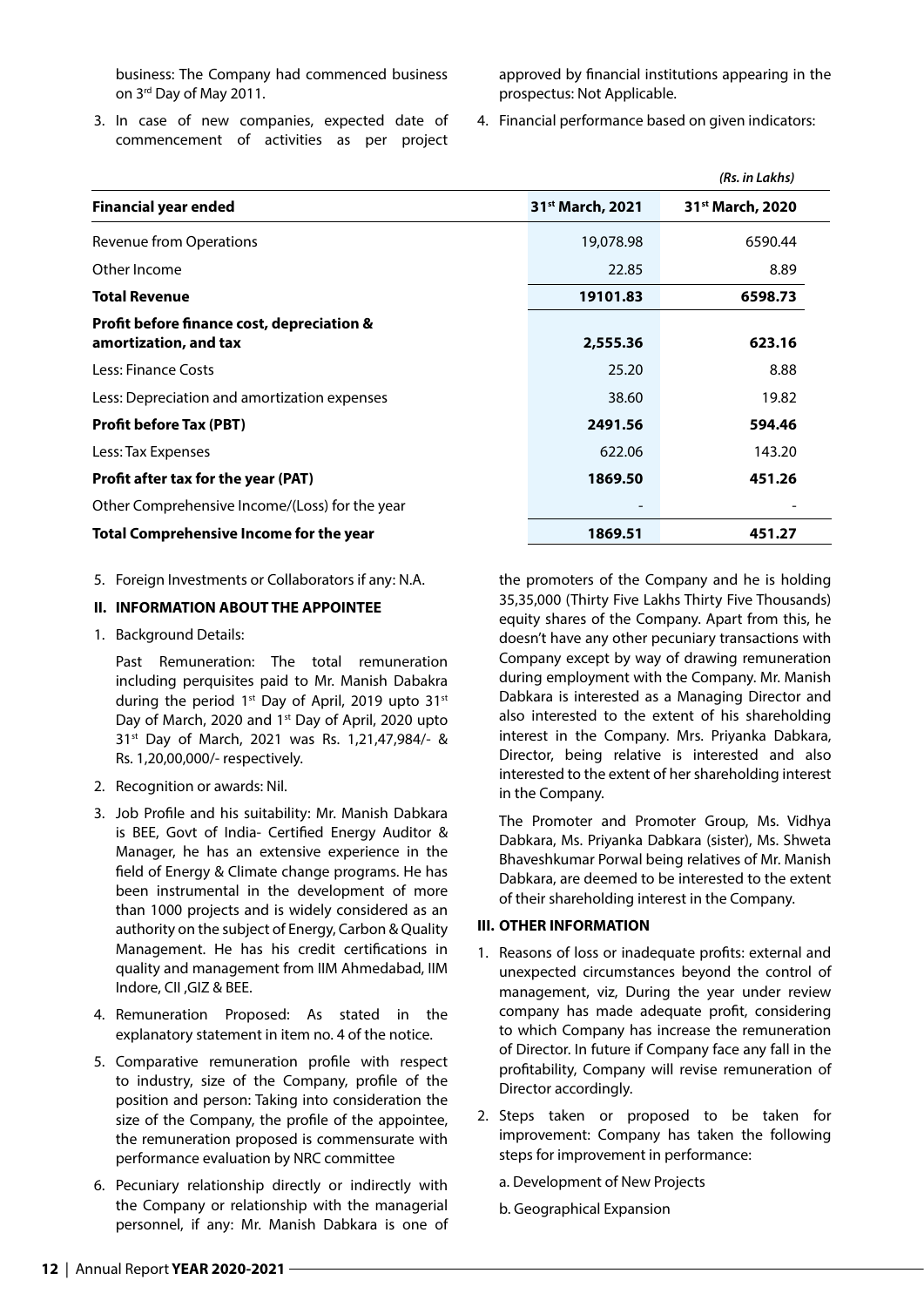business: The Company had commenced business on 3rd Day of May 2011.

3. In case of new companies, expected date of commencement of activities as per project approved by financial institutions appearing in the prospectus: Not Applicable.

4. Financial performance based on given indicators:

*(Rs. in Lakhs)*

| Financial year ended | 31st March, 2021 | 31st March, 2020 |
|---|---|---|
| Revenue from Operations | 19,078.98 | 6590.44 |
| Other Income | 22.85 | 8.89 |
| **Total Revenue** | **19101.83** | **6598.73** |
| **Profit before finance cost, depreciation & amortization, and tax** | **2,555.36** | **623.16** |
| Less: Finance Costs | 25.20 | 8.88 |
| Less: Depreciation and amortization expenses | 38.60 | 19.82 |
| **Profit before Tax (PBT)** | **2491.56** | **594.46** |
| Less: Tax Expenses | 622.06 | 143.20 |
| **Profit after tax for the year (PAT)** | **1869.50** | **451.26** |
| Other Comprehensive Income/(Loss) for the year | - | - |
| **Total Comprehensive Income for the year** | **1869.51** | **451.27** |

5. Foreign Investments or Collaborators if any: N.A.

**II. INFORMATION ABOUT THE APPOINTEE**

1. Background Details:

   Past Remuneration: The total remuneration including perquisites paid to Mr. Manish Dabakra during the period 1st Day of April, 2019 upto 31st Day of March, 2020 and 1st Day of April, 2020 upto 31st Day of March, 2021 was Rs. 1,21,47,984/- & Rs. 1,20,00,000/- respectively.

2. Recognition or awards: Nil.

3. Job Profile and his suitability: Mr. Manish Dabkara is BEE, Govt of India- Certified Energy Auditor & Manager, he has an extensive experience in the field of Energy & Climate change programs. He has been instrumental in the development of more than 1000 projects and is widely considered as an authority on the subject of Energy, Carbon & Quality Management. He has his credit certifications in quality and management from IIM Ahmedabad, IIM Indore, CII ,GIZ & BEE.

4. Remuneration Proposed: As stated in the explanatory statement in item no. 4 of the notice.

5. Comparative remuneration profile with respect to industry, size of the Company, profile of the position and person: Taking into consideration the size of the Company, the profile of the appointee, the remuneration proposed is commensurate with performance evaluation by NRC committee

6. Pecuniary relationship directly or indirectly with the Company or relationship with the managerial personnel, if any: Mr. Manish Dabkara is one of the promoters of the Company and he is holding 35,35,000 (Thirty Five Lakhs Thirty Five Thousands) equity shares of the Company. Apart from this, he doesn't have any other pecuniary transactions with Company except by way of drawing remuneration during employment with the Company. Mr. Manish Dabkara is interested as a Managing Director and also interested to the extent of his shareholding interest in the Company. Mrs. Priyanka Dabkara, Director, being relative is interested and also interested to the extent of her shareholding interest in the Company.

   The Promoter and Promoter Group, Ms. Vidhya Dabkara, Ms. Priyanka Dabkara (sister), Ms. Shweta Bhaveshkumar Porwal being relatives of Mr. Manish Dabkara, are deemed to be interested to the extent of their shareholding interest in the Company.

**III. OTHER INFORMATION**

1. Reasons of loss or inadequate profits: external and unexpected circumstances beyond the control of management, viz, During the year under review company has made adequate profit, considering to which Company has increase the remuneration of Director. In future if Company face any fall in the profitability, Company will revise remuneration of Director accordingly.

2. Steps taken or proposed to be taken for improvement: Company has taken the following steps for improvement in performance:

   a. Development of New Projects

   b. Geographical Expansion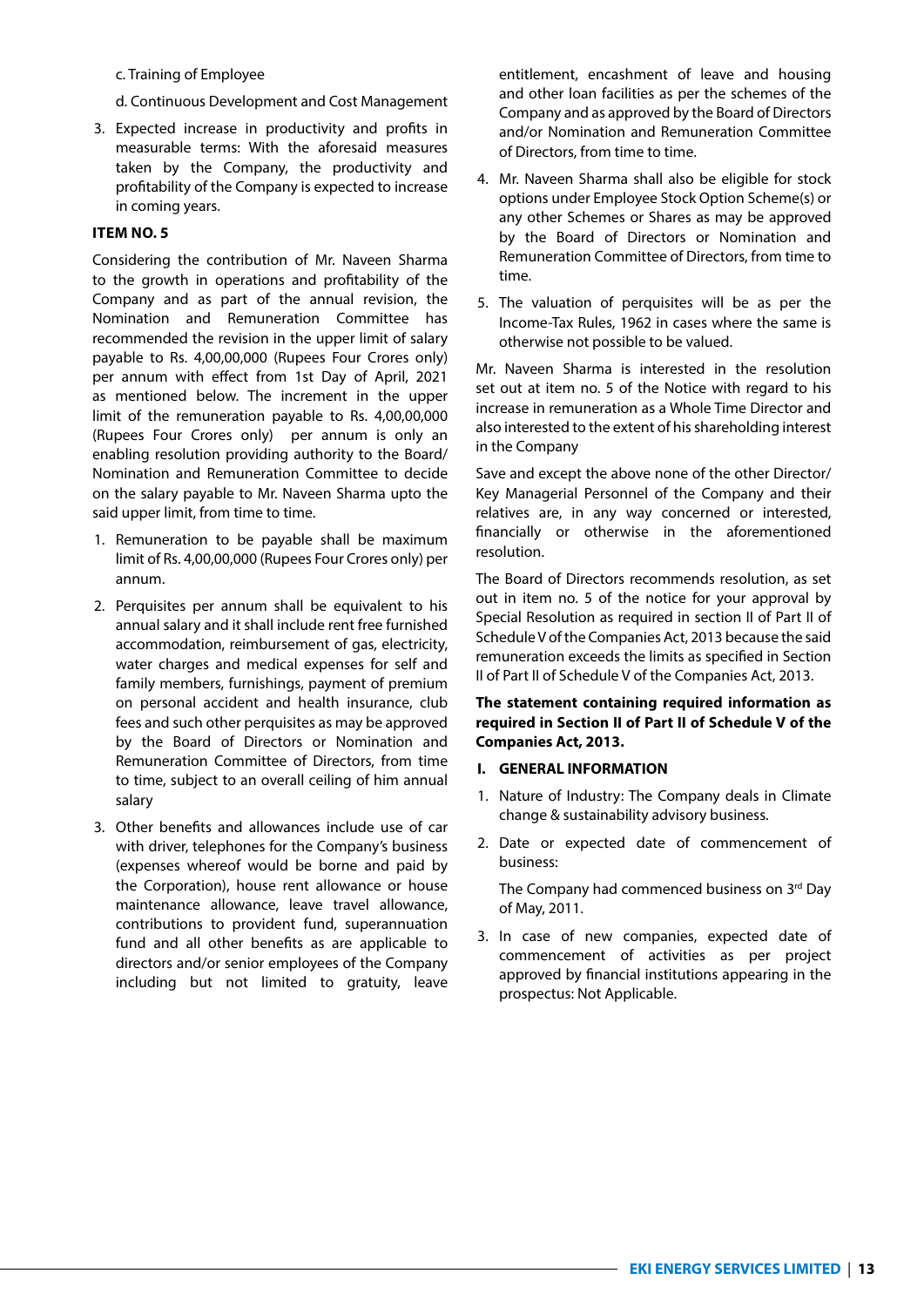c. Training of Employee

d. Continuous Development and Cost Management

3. Expected increase in productivity and profits in measurable terms: With the aforesaid measures taken by the Company, the productivity and profitability of the Company is expected to increase in coming years.

**ITEM NO. 5**

Considering the contribution of Mr. Naveen Sharma to the growth in operations and profitability of the Company and as part of the annual revision, the Nomination and Remuneration Committee has recommended the revision in the upper limit of salary payable to Rs. 4,00,00,000 (Rupees Four Crores only) per annum with effect from 1st Day of April, 2021 as mentioned below. The increment in the upper limit of the remuneration payable to Rs. 4,00,00,000 (Rupees Four Crores only) per annum is only an enabling resolution providing authority to the Board/ Nomination and Remuneration Committee to decide on the salary payable to Mr. Naveen Sharma upto the said upper limit, from time to time.

1. Remuneration to be payable shall be maximum limit of Rs. 4,00,00,000 (Rupees Four Crores only) per annum.

2. Perquisites per annum shall be equivalent to his annual salary and it shall include rent free furnished accommodation, reimbursement of gas, electricity, water charges and medical expenses for self and family members, furnishings, payment of premium on personal accident and health insurance, club fees and such other perquisites as may be approved by the Board of Directors or Nomination and Remuneration Committee of Directors, from time to time, subject to an overall ceiling of him annual salary

3. Other benefits and allowances include use of car with driver, telephones for the Company's business (expenses whereof would be borne and paid by the Corporation), house rent allowance or house maintenance allowance, leave travel allowance, contributions to provident fund, superannuation fund and all other benefits as are applicable to directors and/or senior employees of the Company including but not limited to gratuity, leave entitlement, encashment of leave and housing and other loan facilities as per the schemes of the Company and as approved by the Board of Directors and/or Nomination and Remuneration Committee of Directors, from time to time.

4. Mr. Naveen Sharma shall also be eligible for stock options under Employee Stock Option Scheme(s) or any other Schemes or Shares as may be approved by the Board of Directors or Nomination and Remuneration Committee of Directors, from time to time.

5. The valuation of perquisites will be as per the Income-Tax Rules, 1962 in cases where the same is otherwise not possible to be valued.

Mr. Naveen Sharma is interested in the resolution set out at item no. 5 of the Notice with regard to his increase in remuneration as a Whole Time Director and also interested to the extent of his shareholding interest in the Company

Save and except the above none of the other Director/ Key Managerial Personnel of the Company and their relatives are, in any way concerned or interested, financially or otherwise in the aforementioned resolution.

The Board of Directors recommends resolution, as set out in item no. 5 of the notice for your approval by Special Resolution as required in section II of Part II of Schedule V of the Companies Act, 2013 because the said remuneration exceeds the limits as specified in Section II of Part II of Schedule V of the Companies Act, 2013.

**The statement containing required information as required in Section II of Part II of Schedule V of the Companies Act, 2013.**

**I. GENERAL INFORMATION**

1. Nature of Industry: The Company deals in Climate change & sustainability advisory business.

2. Date or expected date of commencement of business:

   The Company had commenced business on 3rd Day of May, 2011.

3. In case of new companies, expected date of commencement of activities as per project approved by financial institutions appearing in the prospectus: Not Applicable.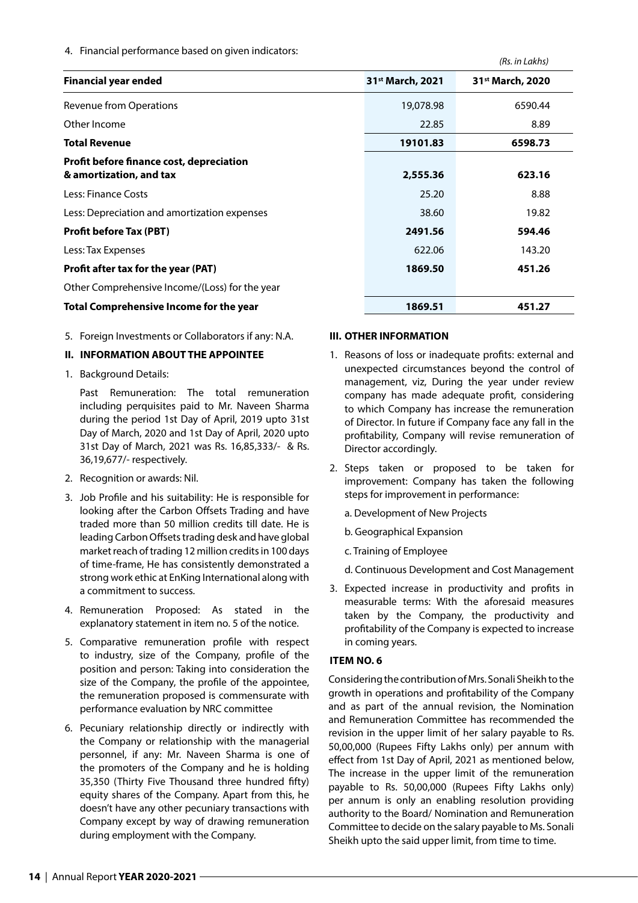4. Financial performance based on given indicators:

*(Rs. in Lakhs)*

| **Financial year ended** | **31st March, 2021** | **31st March, 2020** |
|---|---|---|
| Revenue from Operations | 19,078.98 | 6590.44 |
| Other Income | 22.85 | 8.89 |
| **Total Revenue** | **19101.83** | **6598.73** |
| **Profit before finance cost, depreciation & amortization, and tax** | **2,555.36** | **623.16** |
| Less: Finance Costs | 25.20 | 8.88 |
| Less: Depreciation and amortization expenses | 38.60 | 19.82 |
| **Profit before Tax (PBT)** | **2491.56** | **594.46** |
| Less: Tax Expenses | 622.06 | 143.20 |
| **Profit after tax for the year (PAT)** | **1869.50** | **451.26** |
| Other Comprehensive Income/(Loss) for the year | | |
| **Total Comprehensive Income for the year** | **1869.51** | **451.27** |

5. Foreign Investments or Collaborators if any: N.A.

## II. INFORMATION ABOUT THE APPOINTEE

1. Background Details:

   Past Remuneration: The total remuneration including perquisites paid to Mr. Naveen Sharma during the period 1st Day of April, 2019 upto 31st Day of March, 2020 and 1st Day of April, 2020 upto 31st Day of March, 2021 was Rs. 16,85,333/- & Rs. 36,19,677/- respectively.

2. Recognition or awards: Nil.

3. Job Profile and his suitability: He is responsible for looking after the Carbon Offsets Trading and have traded more than 50 million credits till date. He is leading Carbon Offsets trading desk and have global market reach of trading 12 million credits in 100 days of time-frame, He has consistently demonstrated a strong work ethic at EnKing International along with a commitment to success.

4. Remuneration Proposed: As stated in the explanatory statement in item no. 5 of the notice.

5. Comparative remuneration profile with respect to industry, size of the Company, profile of the position and person: Taking into consideration the size of the Company, the profile of the appointee, the remuneration proposed is commensurate with performance evaluation by NRC committee

6. Pecuniary relationship directly or indirectly with the Company or relationship with the managerial personnel, if any: Mr. Naveen Sharma is one of the promoters of the Company and he is holding 35,350 (Thirty Five Thousand three hundred fifty) equity shares of the Company. Apart from this, he doesn't have any other pecuniary transactions with Company except by way of drawing remuneration during employment with the Company.

## III. OTHER INFORMATION

1. Reasons of loss or inadequate profits: external and unexpected circumstances beyond the control of management, viz, During the year under review company has made adequate profit, considering to which Company has increase the remuneration of Director. In future if Company face any fall in the profitability, Company will revise remuneration of Director accordingly.

2. Steps taken or proposed to be taken for improvement: Company has taken the following steps for improvement in performance:

   a. Development of New Projects

   b. Geographical Expansion

   c. Training of Employee

   d. Continuous Development and Cost Management

3. Expected increase in productivity and profits in measurable terms: With the aforesaid measures taken by the Company, the productivity and profitability of the Company is expected to increase in coming years.

### ITEM NO. 6

Considering the contribution of Mrs. Sonali Sheikh to the growth in operations and profitability of the Company and as part of the annual revision, the Nomination and Remuneration Committee has recommended the revision in the upper limit of her salary payable to Rs. 50,00,000 (Rupees Fifty Lakhs only) per annum with effect from 1st Day of April, 2021 as mentioned below, The increase in the upper limit of the remuneration payable to Rs. 50,00,000 (Rupees Fifty Lakhs only) per annum is only an enabling resolution providing authority to the Board/ Nomination and Remuneration Committee to decide on the salary payable to Ms. Sonali Sheikh upto the said upper limit, from time to time.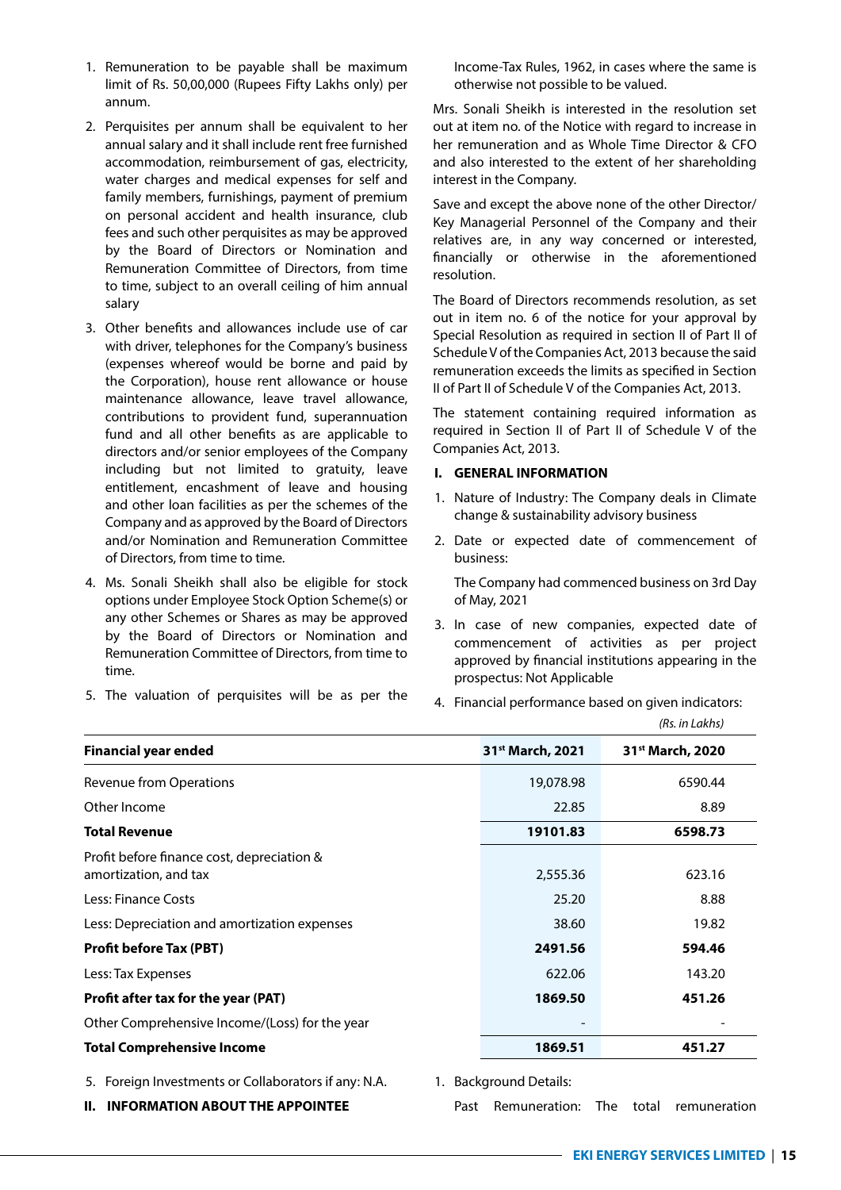1. Remuneration to be payable shall be maximum limit of Rs. 50,00,000 (Rupees Fifty Lakhs only) per annum.
2. Perquisites per annum shall be equivalent to her annual salary and it shall include rent free furnished accommodation, reimbursement of gas, electricity, water charges and medical expenses for self and family members, furnishings, payment of premium on personal accident and health insurance, club fees and such other perquisites as may be approved by the Board of Directors or Nomination and Remuneration Committee of Directors, from time to time, subject to an overall ceiling of him annual salary
3. Other benefits and allowances include use of car with driver, telephones for the Company's business (expenses whereof would be borne and paid by the Corporation), house rent allowance or house maintenance allowance, leave travel allowance, contributions to provident fund, superannuation fund and all other benefits as are applicable to directors and/or senior employees of the Company including but not limited to gratuity, leave entitlement, encashment of leave and housing and other loan facilities as per the schemes of the Company and as approved by the Board of Directors and/or Nomination and Remuneration Committee of Directors, from time to time.
4. Ms. Sonali Sheikh shall also be eligible for stock options under Employee Stock Option Scheme(s) or any other Schemes or Shares as may be approved by the Board of Directors or Nomination and Remuneration Committee of Directors, from time to time.
5. The valuation of perquisites will be as per the Income-Tax Rules, 1962, in cases where the same is otherwise not possible to be valued.

Mrs. Sonali Sheikh is interested in the resolution set out at item no. of the Notice with regard to increase in her remuneration and as Whole Time Director & CFO and also interested to the extent of her shareholding interest in the Company.

Save and except the above none of the other Director/ Key Managerial Personnel of the Company and their relatives are, in any way concerned or interested, financially or otherwise in the aforementioned resolution.

The Board of Directors recommends resolution, as set out in item no. 6 of the notice for your approval by Special Resolution as required in section II of Part II of Schedule V of the Companies Act, 2013 because the said remuneration exceeds the limits as specified in Section II of Part II of Schedule V of the Companies Act, 2013.

The statement containing required information as required in Section II of Part II of Schedule V of the Companies Act, 2013.

**I. GENERAL INFORMATION**

1. Nature of Industry: The Company deals in Climate change & sustainability advisory business
2. Date or expected date of commencement of business:

   The Company had commenced business on 3rd Day of May, 2021
3. In case of new companies, expected date of commencement of activities as per project approved by financial institutions appearing in the prospectus: Not Applicable
4. Financial performance based on given indicators:

*(Rs. in Lakhs)*

| Financial year ended | 31st March, 2021 | 31st March, 2020 |
|---|---|---|
| Revenue from Operations | 19,078.98 | 6590.44 |
| Other Income | 22.85 | 8.89 |
| **Total Revenue** | **19101.83** | **6598.73** |
| Profit before finance cost, depreciation & amortization, and tax | 2,555.36 | 623.16 |
| Less: Finance Costs | 25.20 | 8.88 |
| Less: Depreciation and amortization expenses | 38.60 | 19.82 |
| **Profit before Tax (PBT)** | **2491.56** | **594.46** |
| Less: Tax Expenses | 622.06 | 143.20 |
| **Profit after tax for the year (PAT)** | **1869.50** | **451.26** |
| Other Comprehensive Income/(Loss) for the year | - | - |
| **Total Comprehensive Income** | **1869.51** | **451.27** |

5. Foreign Investments or Collaborators if any: N.A.

**II. INFORMATION ABOUT THE APPOINTEE**

1. Background Details:

   Past Remuneration: The total remuneration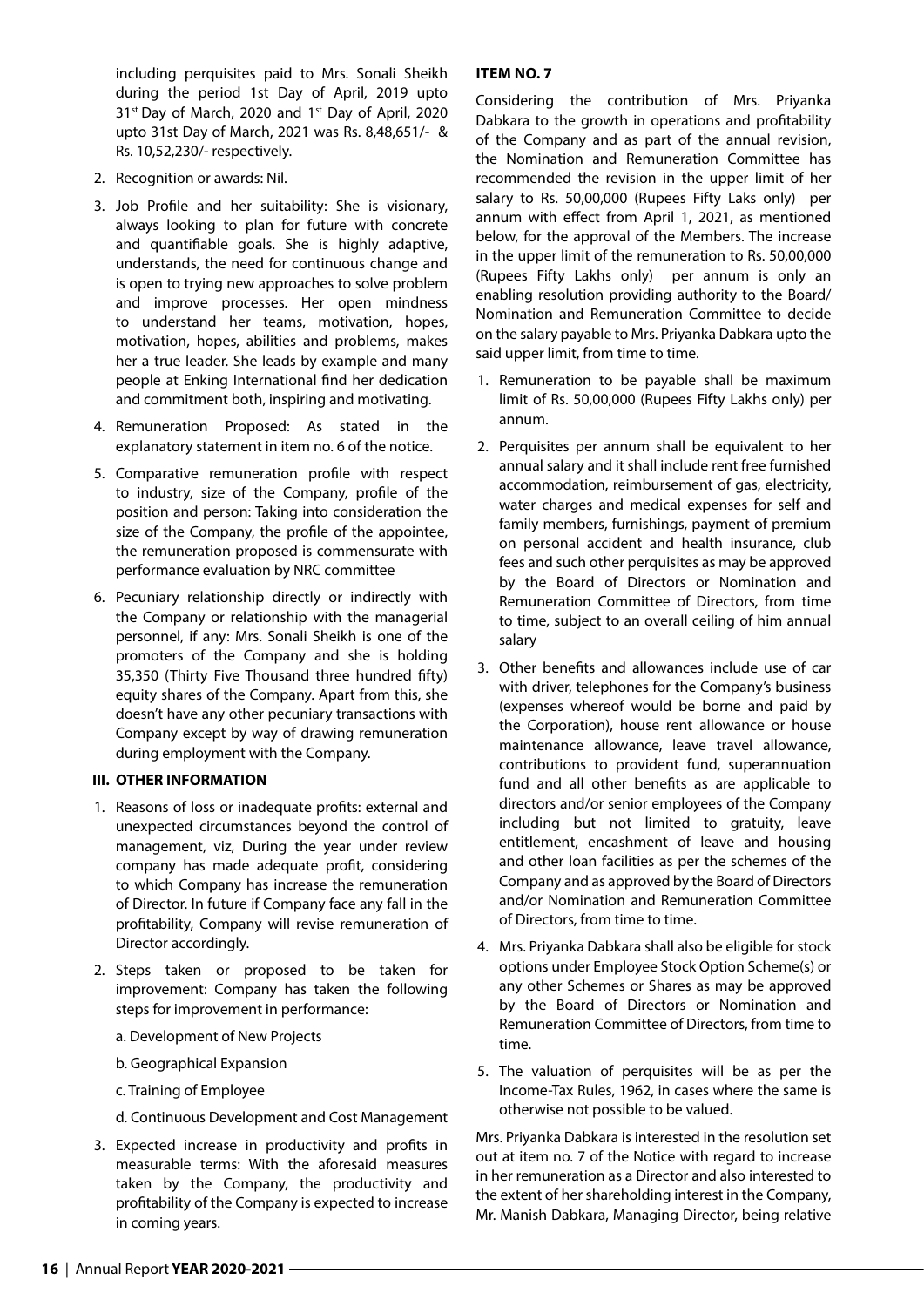including perquisites paid to Mrs. Sonali Sheikh during the period 1st Day of April, 2019 upto 31st Day of March, 2020 and 1st Day of April, 2020 upto 31st Day of March, 2021 was Rs. 8,48,651/- & Rs. 10,52,230/- respectively.

2. Recognition or awards: Nil.

3. Job Profile and her suitability: She is visionary, always looking to plan for future with concrete and quantifiable goals. She is highly adaptive, understands, the need for continuous change and is open to trying new approaches to solve problem and improve processes. Her open mindness to understand her teams, motivation, hopes, motivation, hopes, abilities and problems, makes her a true leader. She leads by example and many people at Enking International find her dedication and commitment both, inspiring and motivating.

4. Remuneration Proposed: As stated in the explanatory statement in item no. 6 of the notice.

5. Comparative remuneration profile with respect to industry, size of the Company, profile of the position and person: Taking into consideration the size of the Company, the profile of the appointee, the remuneration proposed is commensurate with performance evaluation by NRC committee

6. Pecuniary relationship directly or indirectly with the Company or relationship with the managerial personnel, if any: Mrs. Sonali Sheikh is one of the promoters of the Company and she is holding 35,350 (Thirty Five Thousand three hundred fifty) equity shares of the Company. Apart from this, she doesn't have any other pecuniary transactions with Company except by way of drawing remuneration during employment with the Company.

### III. OTHER INFORMATION

1. Reasons of loss or inadequate profits: external and unexpected circumstances beyond the control of management, viz, During the year under review company has made adequate profit, considering to which Company has increase the remuneration of Director. In future if Company face any fall in the profitability, Company will revise remuneration of Director accordingly.

2. Steps taken or proposed to be taken for improvement: Company has taken the following steps for improvement in performance:

   a. Development of New Projects

   b. Geographical Expansion

   c. Training of Employee

   d. Continuous Development and Cost Management

3. Expected increase in productivity and profits in measurable terms: With the aforesaid measures taken by the Company, the productivity and profitability of the Company is expected to increase in coming years.

### ITEM NO. 7

Considering the contribution of Mrs. Priyanka Dabkara to the growth in operations and profitability of the Company and as part of the annual revision, the Nomination and Remuneration Committee has recommended the revision in the upper limit of her salary to Rs. 50,00,000 (Rupees Fifty Laks only) per annum with effect from April 1, 2021, as mentioned below, for the approval of the Members. The increase in the upper limit of the remuneration to Rs. 50,00,000 (Rupees Fifty Lakhs only) per annum is only an enabling resolution providing authority to the Board/ Nomination and Remuneration Committee to decide on the salary payable to Mrs. Priyanka Dabkara upto the said upper limit, from time to time.

1. Remuneration to be payable shall be maximum limit of Rs. 50,00,000 (Rupees Fifty Lakhs only) per annum.

2. Perquisites per annum shall be equivalent to her annual salary and it shall include rent free furnished accommodation, reimbursement of gas, electricity, water charges and medical expenses for self and family members, furnishings, payment of premium on personal accident and health insurance, club fees and such other perquisites as may be approved by the Board of Directors or Nomination and Remuneration Committee of Directors, from time to time, subject to an overall ceiling of him annual salary

3. Other benefits and allowances include use of car with driver, telephones for the Company's business (expenses whereof would be borne and paid by the Corporation), house rent allowance or house maintenance allowance, leave travel allowance, contributions to provident fund, superannuation fund and all other benefits as are applicable to directors and/or senior employees of the Company including but not limited to gratuity, leave entitlement, encashment of leave and housing and other loan facilities as per the schemes of the Company and as approved by the Board of Directors and/or Nomination and Remuneration Committee of Directors, from time to time.

4. Mrs. Priyanka Dabkara shall also be eligible for stock options under Employee Stock Option Scheme(s) or any other Schemes or Shares as may be approved by the Board of Directors or Nomination and Remuneration Committee of Directors, from time to time.

5. The valuation of perquisites will be as per the Income-Tax Rules, 1962, in cases where the same is otherwise not possible to be valued.

Mrs. Priyanka Dabkara is interested in the resolution set out at item no. 7 of the Notice with regard to increase in her remuneration as a Director and also interested to the extent of her shareholding interest in the Company, Mr. Manish Dabkara, Managing Director, being relative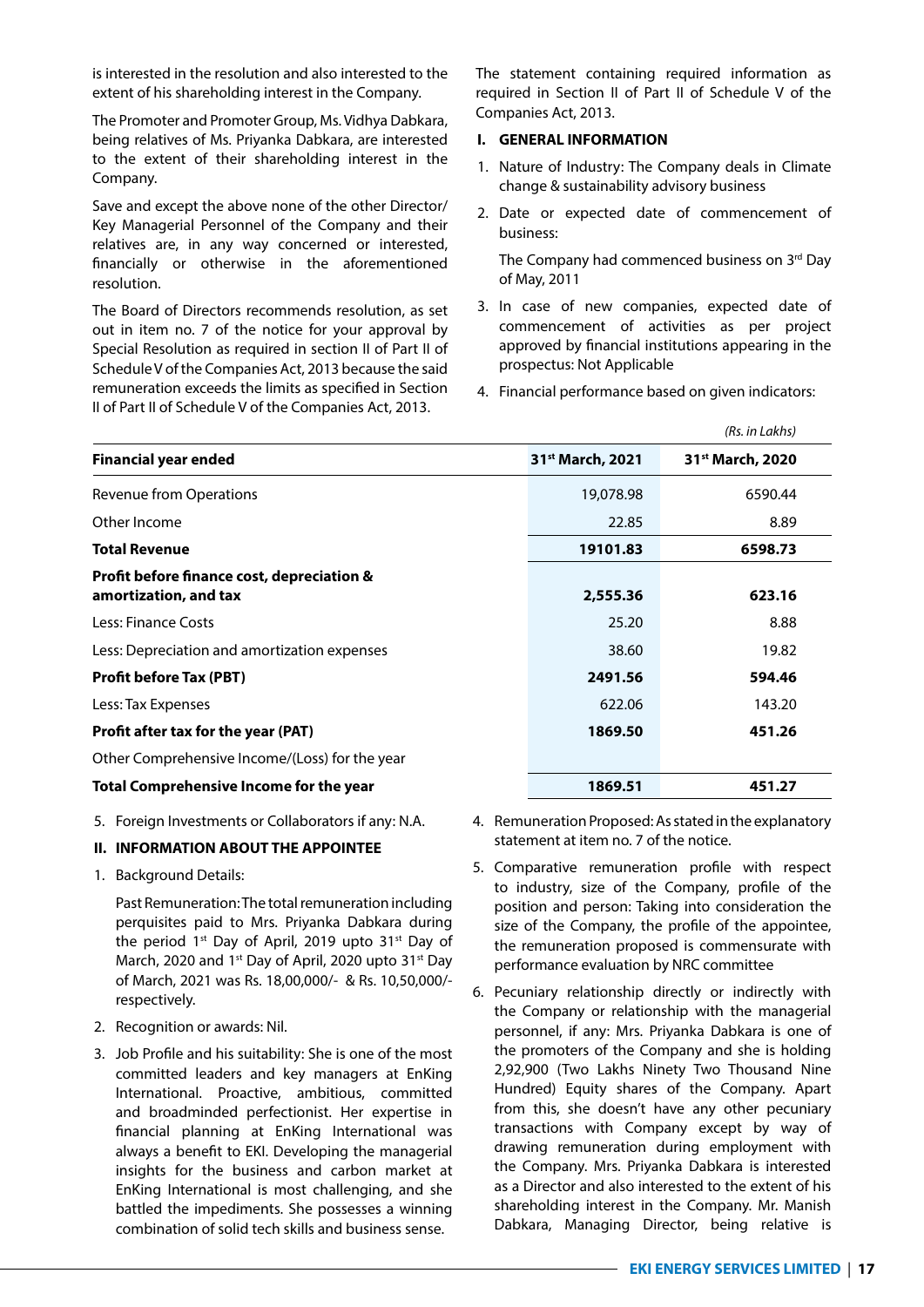is interested in the resolution and also interested to the extent of his shareholding interest in the Company.

The Promoter and Promoter Group, Ms. Vidhya Dabkara, being relatives of Ms. Priyanka Dabkara, are interested to the extent of their shareholding interest in the Company.

Save and except the above none of the other Director/ Key Managerial Personnel of the Company and their relatives are, in any way concerned or interested, financially or otherwise in the aforementioned resolution.

The Board of Directors recommends resolution, as set out in item no. 7 of the notice for your approval by Special Resolution as required in section II of Part II of Schedule V of the Companies Act, 2013 because the said remuneration exceeds the limits as specified in Section II of Part II of Schedule V of the Companies Act, 2013.

The statement containing required information as required in Section II of Part II of Schedule V of the Companies Act, 2013.

**I. GENERAL INFORMATION**

1. Nature of Industry: The Company deals in Climate change & sustainability advisory business
2. Date or expected date of commencement of business:

   The Company had commenced business on 3rd Day of May, 2011
3. In case of new companies, expected date of commencement of activities as per project approved by financial institutions appearing in the prospectus: Not Applicable
4. Financial performance based on given indicators:

*(Rs. in Lakhs)*

| Financial year ended | 31st March, 2021 | 31st March, 2020 |
|---|---|---|
| Revenue from Operations | 19,078.98 | 6590.44 |
| Other Income | 22.85 | 8.89 |
| **Total Revenue** | **19101.83** | **6598.73** |
| **Profit before finance cost, depreciation & amortization, and tax** | **2,555.36** | **623.16** |
| Less: Finance Costs | 25.20 | 8.88 |
| Less: Depreciation and amortization expenses | 38.60 | 19.82 |
| **Profit before Tax (PBT)** | **2491.56** | **594.46** |
| Less: Tax Expenses | 622.06 | 143.20 |
| **Profit after tax for the year (PAT)** | **1869.50** | **451.26** |
| Other Comprehensive Income/(Loss) for the year | | |
| **Total Comprehensive Income for the year** | **1869.51** | **451.27** |

5. Foreign Investments or Collaborators if any: N.A.

**II. INFORMATION ABOUT THE APPOINTEE**

1. Background Details:

   Past Remuneration: The total remuneration including perquisites paid to Mrs. Priyanka Dabkara during the period 1st Day of April, 2019 upto 31st Day of March, 2020 and 1st Day of April, 2020 upto 31st Day of March, 2021 was Rs. 18,00,000/- & Rs. 10,50,000/- respectively.
2. Recognition or awards: Nil.
3. Job Profile and his suitability: She is one of the most committed leaders and key managers at EnKing International. Proactive, ambitious, committed and broadminded perfectionist. Her expertise in financial planning at EnKing International was always a benefit to EKI. Developing the managerial insights for the business and carbon market at EnKing International is most challenging, and she battled the impediments. She possesses a winning combination of solid tech skills and business sense.
4. Remuneration Proposed: As stated in the explanatory statement at item no. 7 of the notice.
5. Comparative remuneration profile with respect to industry, size of the Company, profile of the position and person: Taking into consideration the size of the Company, the profile of the appointee, the remuneration proposed is commensurate with performance evaluation by NRC committee
6. Pecuniary relationship directly or indirectly with the Company or relationship with the managerial personnel, if any: Mrs. Priyanka Dabkara is one of the promoters of the Company and she is holding 2,92,900 (Two Lakhs Ninety Two Thousand Nine Hundred) Equity shares of the Company. Apart from this, she doesn't have any other pecuniary transactions with Company except by way of drawing remuneration during employment with the Company. Mrs. Priyanka Dabkara is interested as a Director and also interested to the extent of his shareholding interest in the Company. Mr. Manish Dabkara, Managing Director, being relative is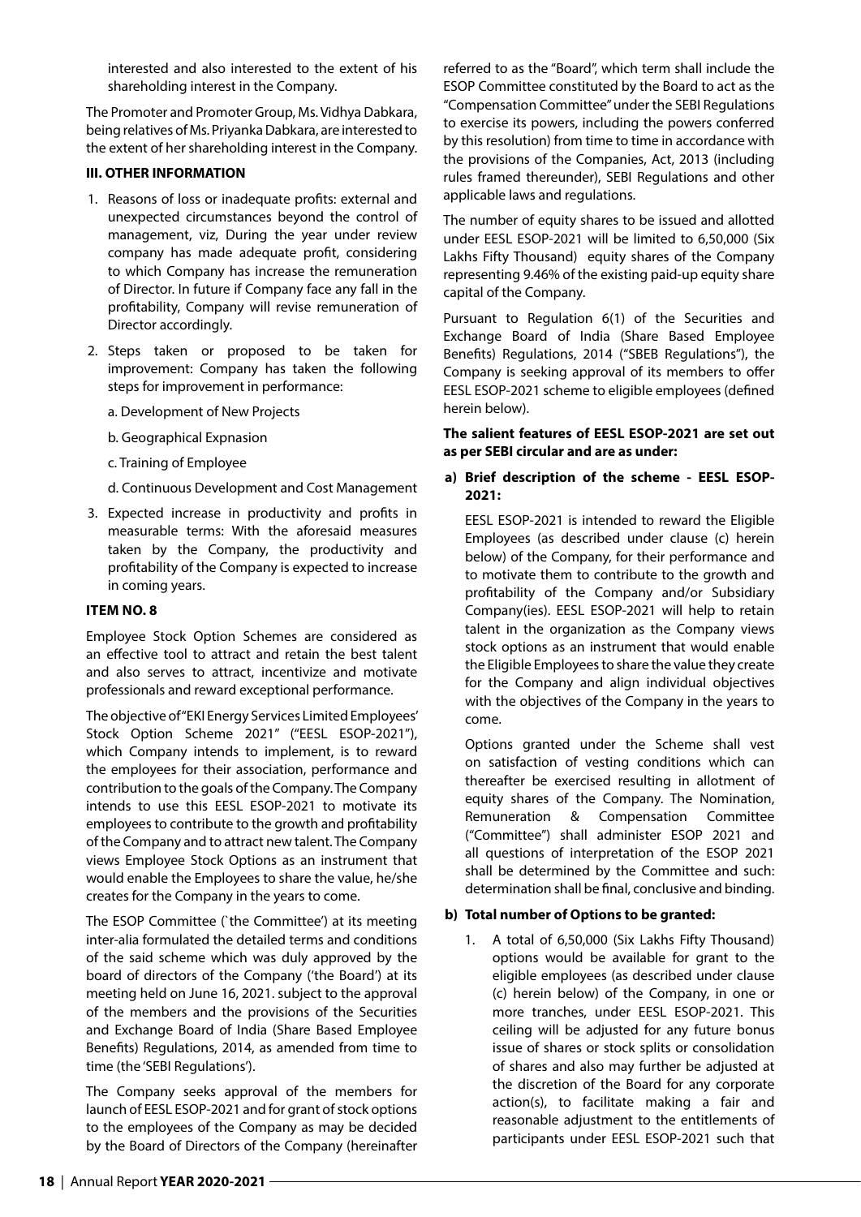interested and also interested to the extent of his shareholding interest in the Company.

The Promoter and Promoter Group, Ms. Vidhya Dabkara, being relatives of Ms. Priyanka Dabkara, are interested to the extent of her shareholding interest in the Company.

**III. OTHER INFORMATION**

1. Reasons of loss or inadequate profits: external and unexpected circumstances beyond the control of management, viz, During the year under review company has made adequate profit, considering to which Company has increase the remuneration of Director. In future if Company face any fall in the profitability, Company will revise remuneration of Director accordingly.

2. Steps taken or proposed to be taken for improvement: Company has taken the following steps for improvement in performance:

   a. Development of New Projects

   b. Geographical Expnasion

   c. Training of Employee

   d. Continuous Development and Cost Management

3. Expected increase in productivity and profits in measurable terms: With the aforesaid measures taken by the Company, the productivity and profitability of the Company is expected to increase in coming years.

**ITEM NO. 8**

Employee Stock Option Schemes are considered as an effective tool to attract and retain the best talent and also serves to attract, incentivize and motivate professionals and reward exceptional performance.

The objective of "EKI Energy Services Limited Employees' Stock Option Scheme 2021" ("EESL ESOP-2021"), which Company intends to implement, is to reward the employees for their association, performance and contribution to the goals of the Company. The Company intends to use this EESL ESOP-2021 to motivate its employees to contribute to the growth and profitability of the Company and to attract new talent. The Company views Employee Stock Options as an instrument that would enable the Employees to share the value, he/she creates for the Company in the years to come.

The ESOP Committee (`the Committee') at its meeting inter-alia formulated the detailed terms and conditions of the said scheme which was duly approved by the board of directors of the Company ('the Board') at its meeting held on June 16, 2021. subject to the approval of the members and the provisions of the Securities and Exchange Board of India (Share Based Employee Benefits) Regulations, 2014, as amended from time to time (the 'SEBI Regulations').

The Company seeks approval of the members for launch of EESL ESOP-2021 and for grant of stock options to the employees of the Company as may be decided by the Board of Directors of the Company (hereinafter referred to as the "Board", which term shall include the ESOP Committee constituted by the Board to act as the "Compensation Committee" under the SEBI Regulations to exercise its powers, including the powers conferred by this resolution) from time to time in accordance with the provisions of the Companies, Act, 2013 (including rules framed thereunder), SEBI Regulations and other applicable laws and regulations.

The number of equity shares to be issued and allotted under EESL ESOP-2021 will be limited to 6,50,000 (Six Lakhs Fifty Thousand) equity shares of the Company representing 9.46% of the existing paid-up equity share capital of the Company.

Pursuant to Regulation 6(1) of the Securities and Exchange Board of India (Share Based Employee Benefits) Regulations, 2014 ("SBEB Regulations"), the Company is seeking approval of its members to offer EESL ESOP-2021 scheme to eligible employees (defined herein below).

**The salient features of EESL ESOP-2021 are set out as per SEBI circular and are as under:**

**a) Brief description of the scheme - EESL ESOP-2021:**

EESL ESOP-2021 is intended to reward the Eligible Employees (as described under clause (c) herein below) of the Company, for their performance and to motivate them to contribute to the growth and profitability of the Company and/or Subsidiary Company(ies). EESL ESOP-2021 will help to retain talent in the organization as the Company views stock options as an instrument that would enable the Eligible Employees to share the value they create for the Company and align individual objectives with the objectives of the Company in the years to come.

Options granted under the Scheme shall vest on satisfaction of vesting conditions which can thereafter be exercised resulting in allotment of equity shares of the Company. The Nomination, Remuneration & Compensation Committee ("Committee") shall administer ESOP 2021 and all questions of interpretation of the ESOP 2021 shall be determined by the Committee and such: determination shall be final, conclusive and binding.

**b) Total number of Options to be granted:**

1. A total of 6,50,000 (Six Lakhs Fifty Thousand) options would be available for grant to the eligible employees (as described under clause (c) herein below) of the Company, in one or more tranches, under EESL ESOP-2021. This ceiling will be adjusted for any future bonus issue of shares or stock splits or consolidation of shares and also may further be adjusted at the discretion of the Board for any corporate action(s), to facilitate making a fair and reasonable adjustment to the entitlements of participants under EESL ESOP-2021 such that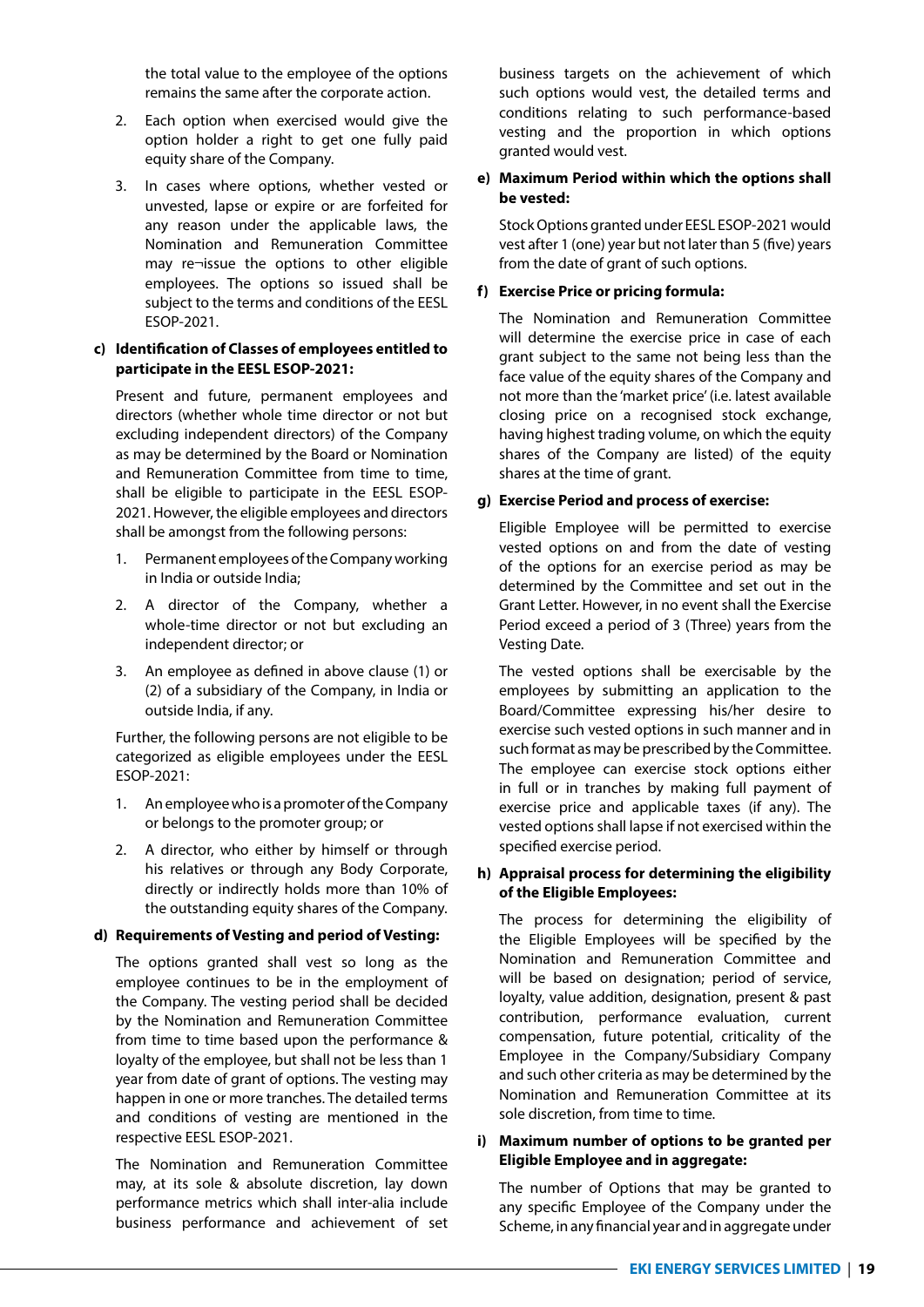the total value to the employee of the options remains the same after the corporate action.

2. Each option when exercised would give the option holder a right to get one fully paid equity share of the Company.

3. In cases where options, whether vested or unvested, lapse or expire or are forfeited for any reason under the applicable laws, the Nomination and Remuneration Committee may re¬issue the options to other eligible employees. The options so issued shall be subject to the terms and conditions of the EESL ESOP-2021.

**c) Identification of Classes of employees entitled to participate in the EESL ESOP-2021:**

Present and future, permanent employees and directors (whether whole time director or not but excluding independent directors) of the Company as may be determined by the Board or Nomination and Remuneration Committee from time to time, shall be eligible to participate in the EESL ESOP-2021. However, the eligible employees and directors shall be amongst from the following persons:

1. Permanent employees of the Company working in India or outside India;

2. A director of the Company, whether a whole-time director or not but excluding an independent director; or

3. An employee as defined in above clause (1) or (2) of a subsidiary of the Company, in India or outside India, if any.

Further, the following persons are not eligible to be categorized as eligible employees under the EESL ESOP-2021:

1. An employee who is a promoter of the Company or belongs to the promoter group; or

2. A director, who either by himself or through his relatives or through any Body Corporate, directly or indirectly holds more than 10% of the outstanding equity shares of the Company.

**d) Requirements of Vesting and period of Vesting:**

The options granted shall vest so long as the employee continues to be in the employment of the Company. The vesting period shall be decided by the Nomination and Remuneration Committee from time to time based upon the performance & loyalty of the employee, but shall not be less than 1 year from date of grant of options. The vesting may happen in one or more tranches. The detailed terms and conditions of vesting are mentioned in the respective EESL ESOP-2021.

The Nomination and Remuneration Committee may, at its sole & absolute discretion, lay down performance metrics which shall inter-alia include business performance and achievement of set business targets on the achievement of which such options would vest, the detailed terms and conditions relating to such performance-based vesting and the proportion in which options granted would vest.

**e) Maximum Period within which the options shall be vested:**

Stock Options granted under EESL ESOP-2021 would vest after 1 (one) year but not later than 5 (five) years from the date of grant of such options.

**f) Exercise Price or pricing formula:**

The Nomination and Remuneration Committee will determine the exercise price in case of each grant subject to the same not being less than the face value of the equity shares of the Company and not more than the 'market price' (i.e. latest available closing price on a recognised stock exchange, having highest trading volume, on which the equity shares of the Company are listed) of the equity shares at the time of grant.

**g) Exercise Period and process of exercise:**

Eligible Employee will be permitted to exercise vested options on and from the date of vesting of the options for an exercise period as may be determined by the Committee and set out in the Grant Letter. However, in no event shall the Exercise Period exceed a period of 3 (Three) years from the Vesting Date.

The vested options shall be exercisable by the employees by submitting an application to the Board/Committee expressing his/her desire to exercise such vested options in such manner and in such format as may be prescribed by the Committee. The employee can exercise stock options either in full or in tranches by making full payment of exercise price and applicable taxes (if any). The vested options shall lapse if not exercised within the specified exercise period.

**h) Appraisal process for determining the eligibility of the Eligible Employees:**

The process for determining the eligibility of the Eligible Employees will be specified by the Nomination and Remuneration Committee and will be based on designation; period of service, loyalty, value addition, designation, present & past contribution, performance evaluation, current compensation, future potential, criticality of the Employee in the Company/Subsidiary Company and such other criteria as may be determined by the Nomination and Remuneration Committee at its sole discretion, from time to time.

**i) Maximum number of options to be granted per Eligible Employee and in aggregate:**

The number of Options that may be granted to any specific Employee of the Company under the Scheme, in any financial year and in aggregate under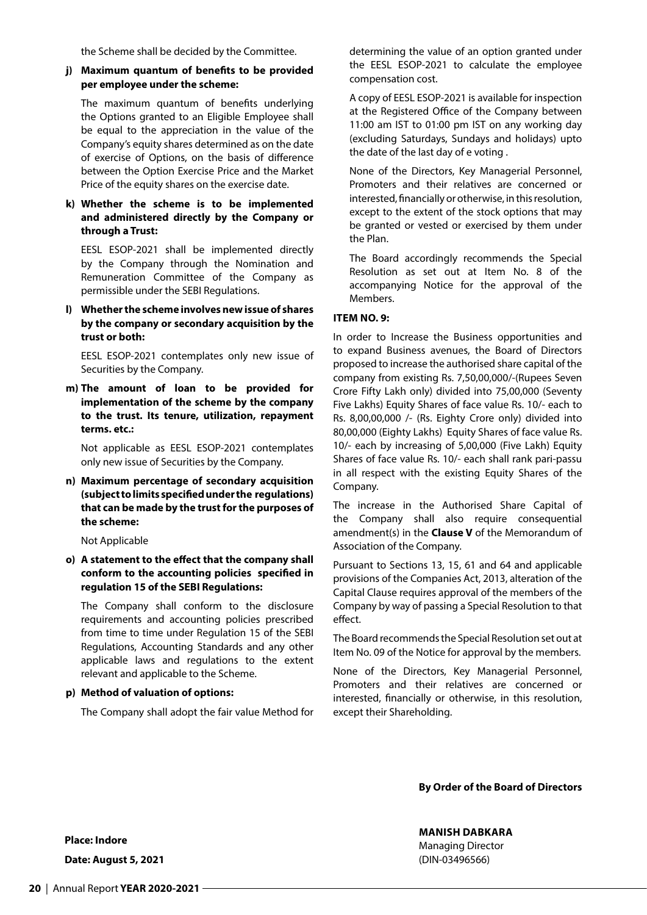the Scheme shall be decided by the Committee.

**j) Maximum quantum of benefits to be provided per employee under the scheme:**

The maximum quantum of benefits underlying the Options granted to an Eligible Employee shall be equal to the appreciation in the value of the Company's equity shares determined as on the date of exercise of Options, on the basis of difference between the Option Exercise Price and the Market Price of the equity shares on the exercise date.

**k) Whether the scheme is to be implemented and administered directly by the Company or through a Trust:**

EESL ESOP-2021 shall be implemented directly by the Company through the Nomination and Remuneration Committee of the Company as permissible under the SEBI Regulations.

**l) Whether the scheme involves new issue of shares by the company or secondary acquisition by the trust or both:**

EESL ESOP-2021 contemplates only new issue of Securities by the Company.

**m) The amount of loan to be provided for implementation of the scheme by the company to the trust. Its tenure, utilization, repayment terms. etc.:**

Not applicable as EESL ESOP-2021 contemplates only new issue of Securities by the Company.

**n) Maximum percentage of secondary acquisition (subject to limits specified under the regulations) that can be made by the trust for the purposes of the scheme:**

Not Applicable

**o) A statement to the effect that the company shall conform to the accounting policies specified in regulation 15 of the SEBI Regulations:**

The Company shall conform to the disclosure requirements and accounting policies prescribed from time to time under Regulation 15 of the SEBI Regulations, Accounting Standards and any other applicable laws and regulations to the extent relevant and applicable to the Scheme.

**p) Method of valuation of options:**

The Company shall adopt the fair value Method for determining the value of an option granted under the EESL ESOP-2021 to calculate the employee compensation cost.

A copy of EESL ESOP-2021 is available for inspection at the Registered Office of the Company between 11:00 am IST to 01:00 pm IST on any working day (excluding Saturdays, Sundays and holidays) upto the date of the last day of e voting .

None of the Directors, Key Managerial Personnel, Promoters and their relatives are concerned or interested, financially or otherwise, in this resolution, except to the extent of the stock options that may be granted or vested or exercised by them under the Plan.

The Board accordingly recommends the Special Resolution as set out at Item No. 8 of the accompanying Notice for the approval of the Members.

**ITEM NO. 9:**

In order to Increase the Business opportunities and to expand Business avenues, the Board of Directors proposed to increase the authorised share capital of the company from existing Rs. 7,50,00,000/-(Rupees Seven Crore Fifty Lakh only) divided into 75,00,000 (Seventy Five Lakhs) Equity Shares of face value Rs. 10/- each to Rs. 8,00,00,000 /- (Rs. Eighty Crore only) divided into 80,00,000 (Eighty Lakhs) Equity Shares of face value Rs. 10/- each by increasing of 5,00,000 (Five Lakh) Equity Shares of face value Rs. 10/- each shall rank pari-passu in all respect with the existing Equity Shares of the Company.

The increase in the Authorised Share Capital of the Company shall also require consequential amendment(s) in the **Clause V** of the Memorandum of Association of the Company.

Pursuant to Sections 13, 15, 61 and 64 and applicable provisions of the Companies Act, 2013, alteration of the Capital Clause requires approval of the members of the Company by way of passing a Special Resolution to that effect.

The Board recommends the Special Resolution set out at Item No. 09 of the Notice for approval by the members.

None of the Directors, Key Managerial Personnel, Promoters and their relatives are concerned or interested, financially or otherwise, in this resolution, except their Shareholding.

**By Order of the Board of Directors**

**Place: Indore**

**Date: August 5, 2021**

**MANISH DABKARA**
Managing Director
(DIN-03496566)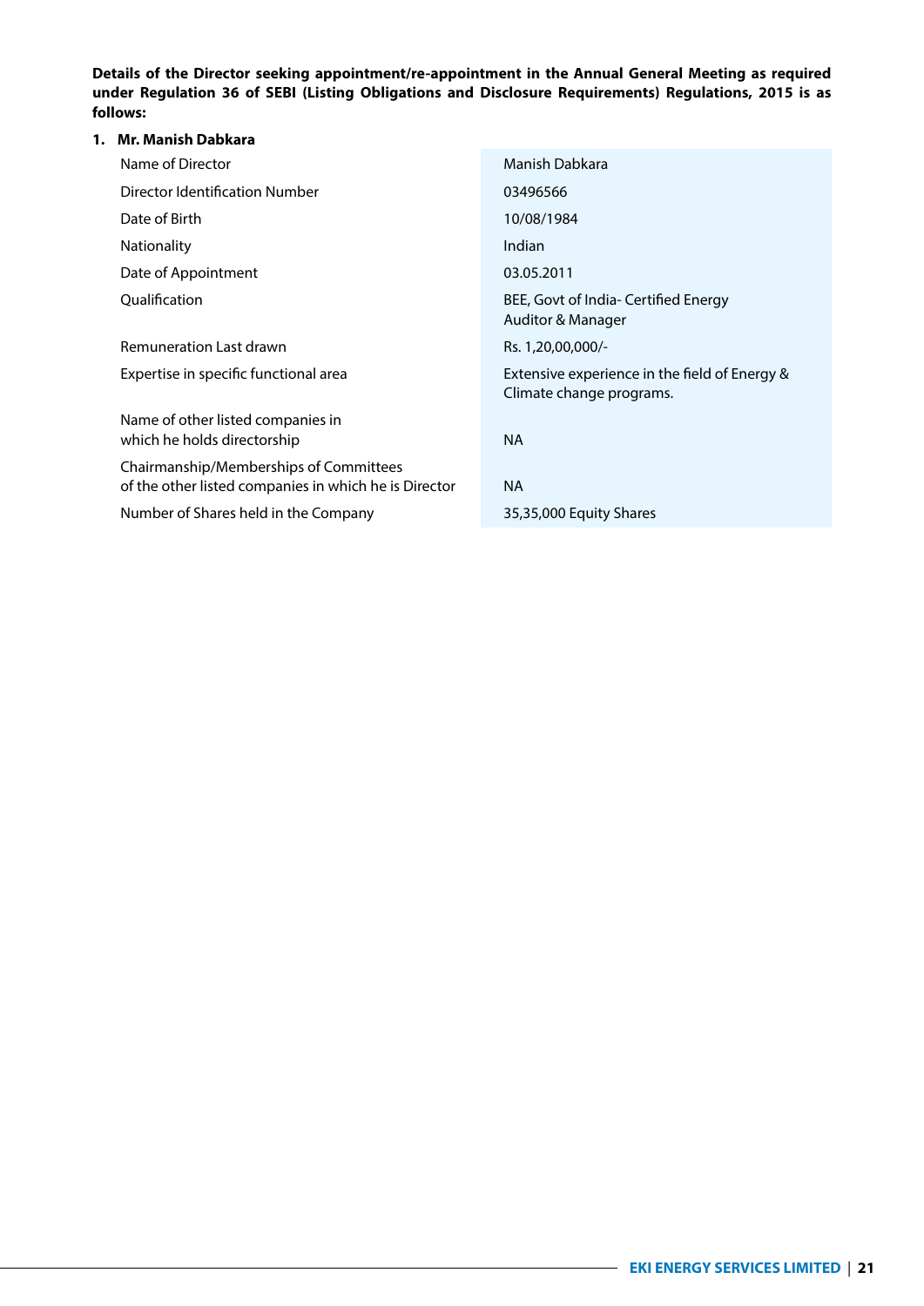**Details of the Director seeking appointment/re-appointment in the Annual General Meeting as required under Regulation 36 of SEBI (Listing Obligations and Disclosure Requirements) Regulations, 2015 is as follows:**

**1. Mr. Manish Dabkara**

| | |
|---|---|
| Name of Director | Manish Dabkara |
| Director Identification Number | 03496566 |
| Date of Birth | 10/08/1984 |
| Nationality | Indian |
| Date of Appointment | 03.05.2011 |
| Qualification | BEE, Govt of India- Certified Energy Auditor & Manager |
| Remuneration Last drawn | Rs. 1,20,00,000/- |
| Expertise in specific functional area | Extensive experience in the field of Energy & Climate change programs. |
| Name of other listed companies in which he holds directorship | NA |
| Chairmanship/Memberships of Committees of the other listed companies in which he is Director | NA |
| Number of Shares held in the Company | 35,35,000 Equity Shares |